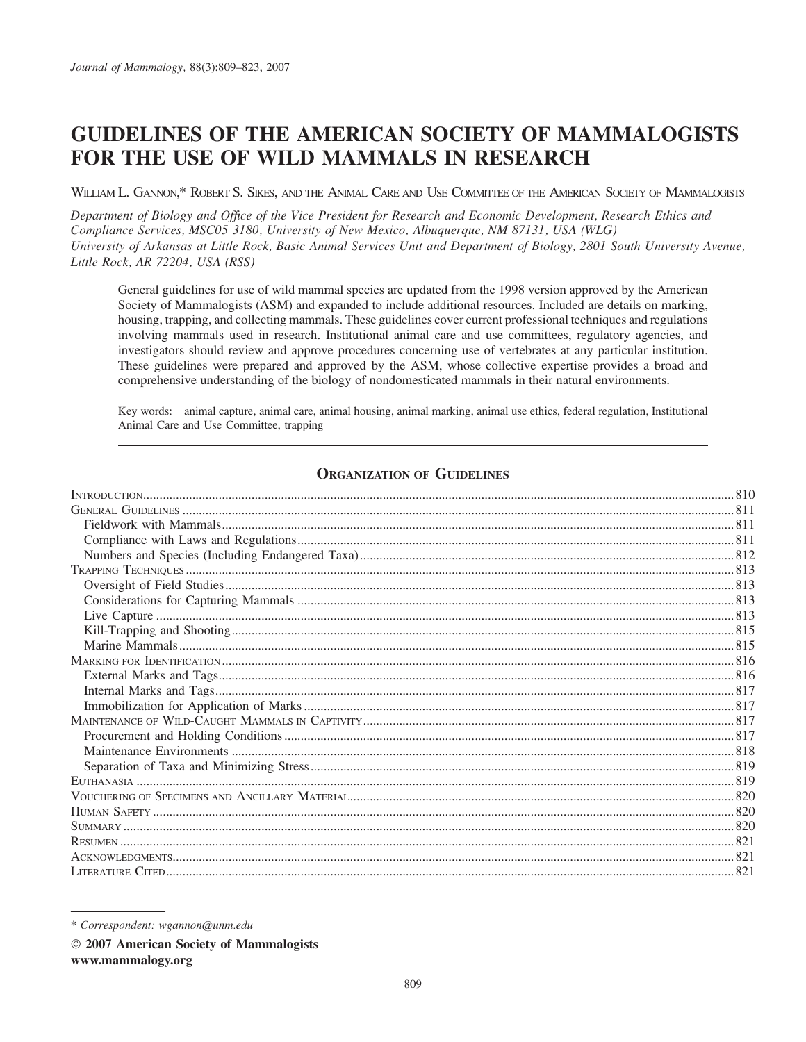# GUIDELINES OF THE AMERICAN SOCIETY OF MAMMALOGISTS FOR THE USE OF WILD MAMMALS IN RESEARCH

William L. Gannon,* Robert S. Sikes, and the Animal Care and Use Committee of the American Society of Mammalogists

*Department of Biology and Office of the Vice President for Research and Economic Development, Research Ethics and Compliance Services, MSC05 3180, University of New Mexico, Albuquerque, NM 87131, USA (WLG)*
*University of Arkansas at Little Rock, Basic Animal Services Unit and Department of Biology, 2801 South University Avenue, Little Rock, AR 72204, USA (RSS)*

General guidelines for use of wild mammal species are updated from the 1998 version approved by the American Society of Mammalogists (ASM) and expanded to include additional resources. Included are details on marking, housing, trapping, and collecting mammals. These guidelines cover current professional techniques and regulations involving mammals used in research. Institutional animal care and use committees, regulatory agencies, and investigators should review and approve procedures concerning use of vertebrates at any particular institution. These guidelines were prepared and approved by the ASM, whose collective expertise provides a broad and comprehensive understanding of the biology of nondomesticated mammals in their natural environments.

Key words: animal capture, animal care, animal housing, animal marking, animal use ethics, federal regulation, Institutional Animal Care and Use Committee, trapping

## Organization of Guidelines

| Section | Page |
|---|---|
| Introduction | 810 |
| General Guidelines | 811 |
| Fieldwork with Mammals | 811 |
| Compliance with Laws and Regulations | 811 |
| Numbers and Species (Including Endangered Taxa) | 812 |
| Trapping Techniques | 813 |
| Oversight of Field Studies | 813 |
| Considerations for Capturing Mammals | 813 |
| Live Capture | 813 |
| Kill-Trapping and Shooting | 815 |
| Marine Mammals | 815 |
| Marking for Identification | 816 |
| External Marks and Tags | 816 |
| Internal Marks and Tags | 817 |
| Immobilization for Application of Marks | 817 |
| Maintenance of Wild-Caught Mammals in Captivity | 817 |
| Procurement and Holding Conditions | 817 |
| Maintenance Environments | 818 |
| Separation of Taxa and Minimizing Stress | 819 |
| Euthanasia | 819 |
| Vouchering of Specimens and Ancillary Material | 820 |
| Human Safety | 820 |
| Summary | 820 |
| Resumen | 821 |
| Acknowledgments | 821 |
| Literature Cited | 821 |

\* Correspondent: wgannon@unm.edu

© 2007 American Society of Mammalogists
www.mammalogy.org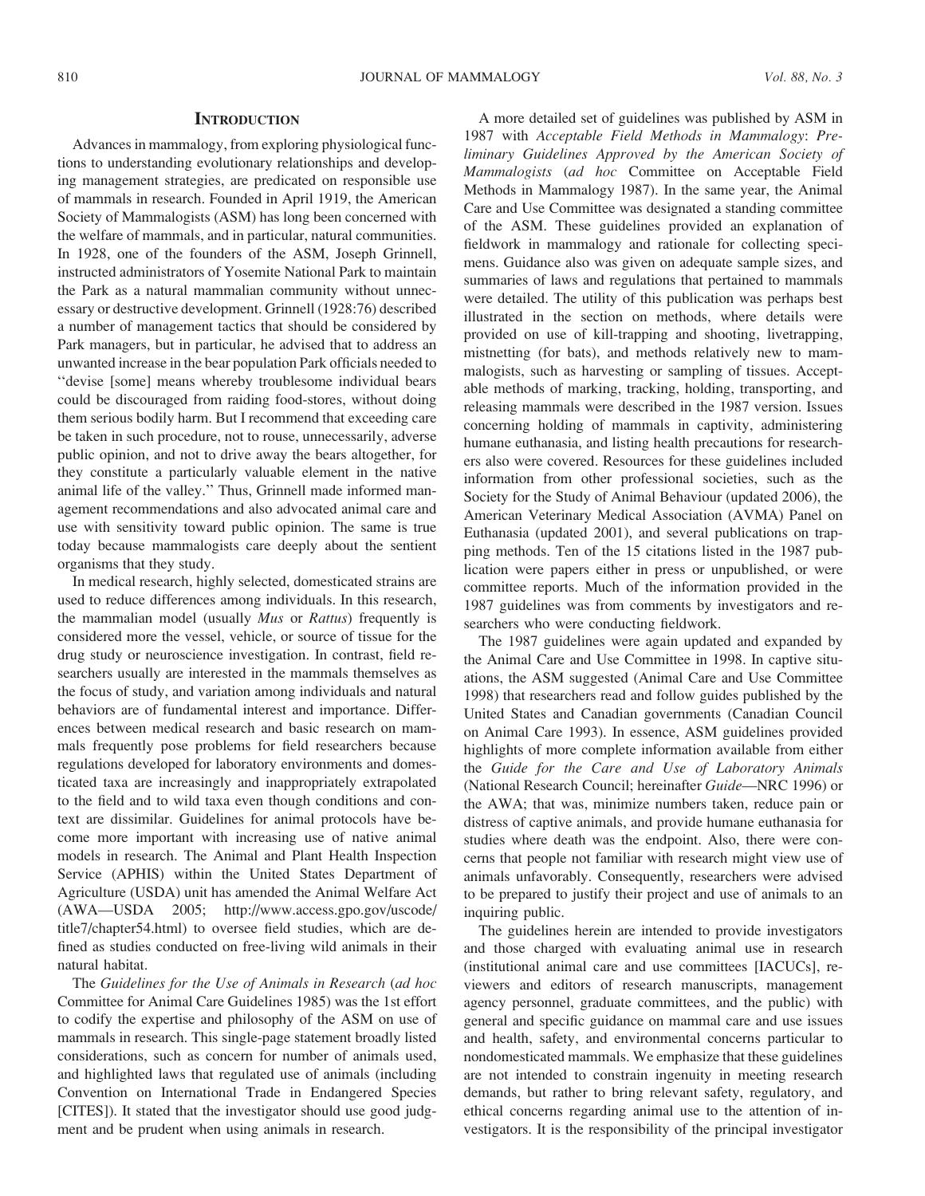## Introduction

Advances in mammalogy, from exploring physiological functions to understanding evolutionary relationships and developing management strategies, are predicated on responsible use of mammals in research. Founded in April 1919, the American Society of Mammalogists (ASM) has long been concerned with the welfare of mammals, and in particular, natural communities. In 1928, one of the founders of the ASM, Joseph Grinnell, instructed administrators of Yosemite National Park to maintain the Park as a natural mammalian community without unnecessary or destructive development. Grinnell (1928:76) described a number of management tactics that should be considered by Park managers, but in particular, he advised that to address an unwanted increase in the bear population Park officials needed to ''devise [some] means whereby troublesome individual bears could be discouraged from raiding food-stores, without doing them serious bodily harm. But I recommend that exceeding care be taken in such procedure, not to rouse, unnecessarily, adverse public opinion, and not to drive away the bears altogether, for they constitute a particularly valuable element in the native animal life of the valley.'' Thus, Grinnell made informed management recommendations and also advocated animal care and use with sensitivity toward public opinion. The same is true today because mammalogists care deeply about the sentient organisms that they study.

In medical research, highly selected, domesticated strains are used to reduce differences among individuals. In this research, the mammalian model (usually *Mus* or *Rattus*) frequently is considered more the vessel, vehicle, or source of tissue for the drug study or neuroscience investigation. In contrast, field researchers usually are interested in the mammals themselves as the focus of study, and variation among individuals and natural behaviors are of fundamental interest and importance. Differences between medical research and basic research on mammals frequently pose problems for field researchers because regulations developed for laboratory environments and domesticated taxa are increasingly and inappropriately extrapolated to the field and to wild taxa even though conditions and context are dissimilar. Guidelines for animal protocols have become more important with increasing use of native animal models in research. The Animal and Plant Health Inspection Service (APHIS) within the United States Department of Agriculture (USDA) unit has amended the Animal Welfare Act (AWA—USDA 2005; http://www.access.gpo.gov/uscode/title7/chapter54.html) to oversee field studies, which are defined as studies conducted on free-living wild animals in their natural habitat.

The *Guidelines for the Use of Animals in Research* (*ad hoc* Committee for Animal Care Guidelines 1985) was the 1st effort to codify the expertise and philosophy of the ASM on use of mammals in research. This single-page statement broadly listed considerations, such as concern for number of animals used, and highlighted laws that regulated use of animals (including Convention on International Trade in Endangered Species [CITES]). It stated that the investigator should use good judgment and be prudent when using animals in research.

A more detailed set of guidelines was published by ASM in 1987 with *Acceptable Field Methods in Mammalogy*: *Preliminary Guidelines Approved by the American Society of Mammalogists* (*ad hoc* Committee on Acceptable Field Methods in Mammalogy 1987). In the same year, the Animal Care and Use Committee was designated a standing committee of the ASM. These guidelines provided an explanation of fieldwork in mammalogy and rationale for collecting specimens. Guidance also was given on adequate sample sizes, and summaries of laws and regulations that pertained to mammals were detailed. The utility of this publication was perhaps best illustrated in the section on methods, where details were provided on use of kill-trapping and shooting, livetrapping, mistnetting (for bats), and methods relatively new to mammalogists, such as harvesting or sampling of tissues. Acceptable methods of marking, tracking, holding, transporting, and releasing mammals were described in the 1987 version. Issues concerning holding of mammals in captivity, administering humane euthanasia, and listing health precautions for researchers also were covered. Resources for these guidelines included information from other professional societies, such as the Society for the Study of Animal Behaviour (updated 2006), the American Veterinary Medical Association (AVMA) Panel on Euthanasia (updated 2001), and several publications on trapping methods. Ten of the 15 citations listed in the 1987 publication were papers either in press or unpublished, or were committee reports. Much of the information provided in the 1987 guidelines was from comments by investigators and researchers who were conducting fieldwork.

The 1987 guidelines were again updated and expanded by the Animal Care and Use Committee in 1998. In captive situations, the ASM suggested (Animal Care and Use Committee 1998) that researchers read and follow guides published by the United States and Canadian governments (Canadian Council on Animal Care 1993). In essence, ASM guidelines provided highlights of more complete information available from either the *Guide for the Care and Use of Laboratory Animals* (National Research Council; hereinafter *Guide*—NRC 1996) or the AWA; that was, minimize numbers taken, reduce pain or distress of captive animals, and provide humane euthanasia for studies where death was the endpoint. Also, there were concerns that people not familiar with research might view use of animals unfavorably. Consequently, researchers were advised to be prepared to justify their project and use of animals to an inquiring public.

The guidelines herein are intended to provide investigators and those charged with evaluating animal use in research (institutional animal care and use committees [IACUCs], reviewers and editors of research manuscripts, management agency personnel, graduate committees, and the public) with general and specific guidance on mammal care and use issues and health, safety, and environmental concerns particular to nondomesticated mammals. We emphasize that these guidelines are not intended to constrain ingenuity in meeting research demands, but rather to bring relevant safety, regulatory, and ethical concerns regarding animal use to the attention of investigators. It is the responsibility of the principal investigator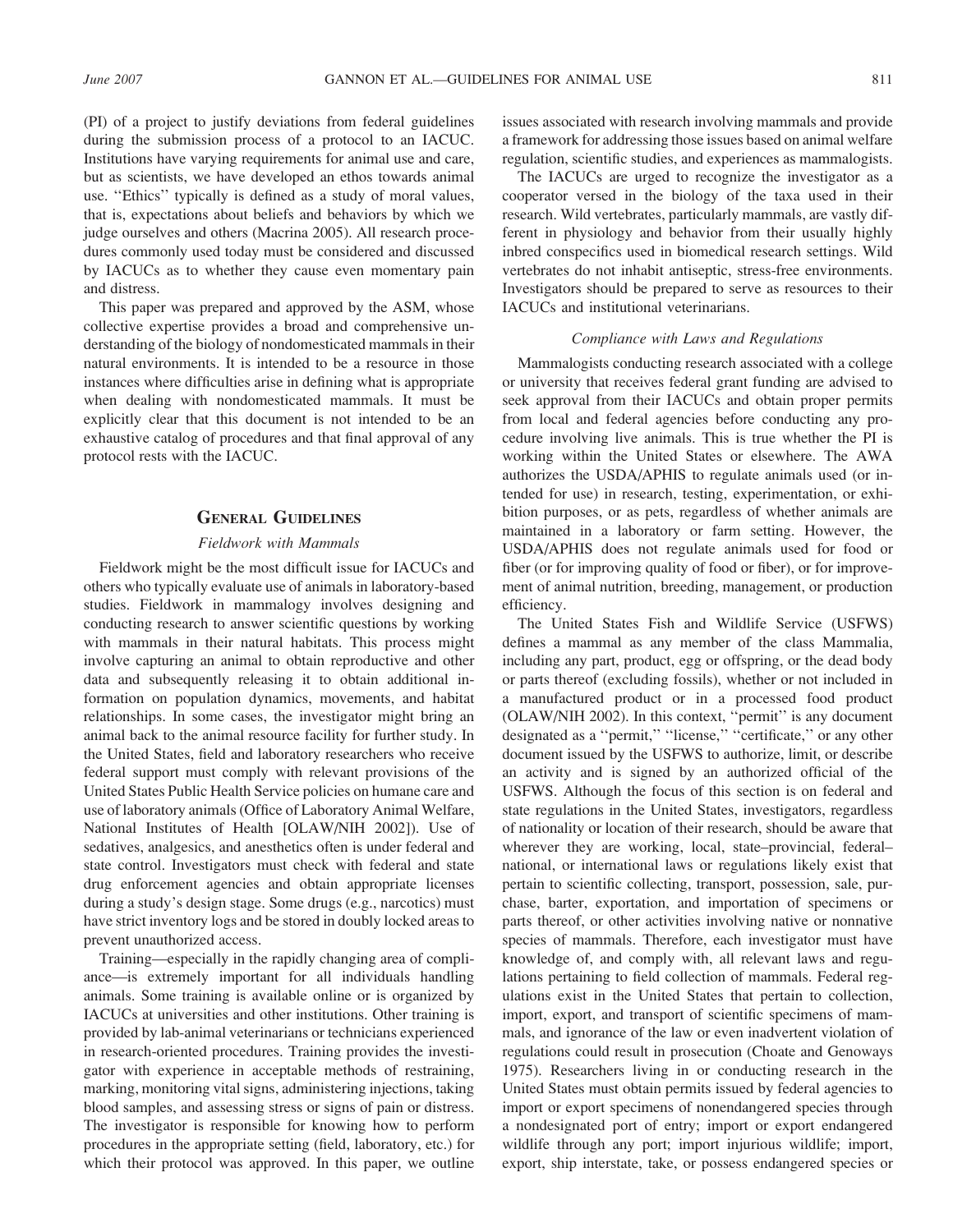(PI) of a project to justify deviations from federal guidelines during the submission process of a protocol to an IACUC. Institutions have varying requirements for animal use and care, but as scientists, we have developed an ethos towards animal use. ''Ethics'' typically is defined as a study of moral values, that is, expectations about beliefs and behaviors by which we judge ourselves and others (Macrina 2005). All research procedures commonly used today must be considered and discussed by IACUCs as to whether they cause even momentary pain and distress.

This paper was prepared and approved by the ASM, whose collective expertise provides a broad and comprehensive understanding of the biology of nondomesticated mammals in their natural environments. It is intended to be a resource in those instances where difficulties arise in defining what is appropriate when dealing with nondomesticated mammals. It must be explicitly clear that this document is not intended to be an exhaustive catalog of procedures and that final approval of any protocol rests with the IACUC.

## General Guidelines

### *Fieldwork with Mammals*

Fieldwork might be the most difficult issue for IACUCs and others who typically evaluate use of animals in laboratory-based studies. Fieldwork in mammalogy involves designing and conducting research to answer scientific questions by working with mammals in their natural habitats. This process might involve capturing an animal to obtain reproductive and other data and subsequently releasing it to obtain additional information on population dynamics, movements, and habitat relationships. In some cases, the investigator might bring an animal back to the animal resource facility for further study. In the United States, field and laboratory researchers who receive federal support must comply with relevant provisions of the United States Public Health Service policies on humane care and use of laboratory animals (Office of Laboratory Animal Welfare, National Institutes of Health [OLAW/NIH 2002]). Use of sedatives, analgesics, and anesthetics often is under federal and state control. Investigators must check with federal and state drug enforcement agencies and obtain appropriate licenses during a study's design stage. Some drugs (e.g., narcotics) must have strict inventory logs and be stored in doubly locked areas to prevent unauthorized access.

Training—especially in the rapidly changing area of compliance—is extremely important for all individuals handling animals. Some training is available online or is organized by IACUCs at universities and other institutions. Other training is provided by lab-animal veterinarians or technicians experienced in research-oriented procedures. Training provides the investigator with experience in acceptable methods of restraining, marking, monitoring vital signs, administering injections, taking blood samples, and assessing stress or signs of pain or distress. The investigator is responsible for knowing how to perform procedures in the appropriate setting (field, laboratory, etc.) for which their protocol was approved. In this paper, we outline issues associated with research involving mammals and provide a framework for addressing those issues based on animal welfare regulation, scientific studies, and experiences as mammalogists.

The IACUCs are urged to recognize the investigator as a cooperator versed in the biology of the taxa used in their research. Wild vertebrates, particularly mammals, are vastly different in physiology and behavior from their usually highly inbred conspecifics used in biomedical research settings. Wild vertebrates do not inhabit antiseptic, stress-free environments. Investigators should be prepared to serve as resources to their IACUCs and institutional veterinarians.

### *Compliance with Laws and Regulations*

Mammalogists conducting research associated with a college or university that receives federal grant funding are advised to seek approval from their IACUCs and obtain proper permits from local and federal agencies before conducting any procedure involving live animals. This is true whether the PI is working within the United States or elsewhere. The AWA authorizes the USDA/APHIS to regulate animals used (or intended for use) in research, testing, experimentation, or exhibition purposes, or as pets, regardless of whether animals are maintained in a laboratory or farm setting. However, the USDA/APHIS does not regulate animals used for food or fiber (or for improving quality of food or fiber), or for improvement of animal nutrition, breeding, management, or production efficiency.

The United States Fish and Wildlife Service (USFWS) defines a mammal as any member of the class Mammalia, including any part, product, egg or offspring, or the dead body or parts thereof (excluding fossils), whether or not included in a manufactured product or in a processed food product (OLAW/NIH 2002). In this context, ''permit'' is any document designated as a ''permit,'' ''license,'' ''certificate,'' or any other document issued by the USFWS to authorize, limit, or describe an activity and is signed by an authorized official of the USFWS. Although the focus of this section is on federal and state regulations in the United States, investigators, regardless of nationality or location of their research, should be aware that wherever they are working, local, state–provincial, federal–national, or international laws or regulations likely exist that pertain to scientific collecting, transport, possession, sale, purchase, barter, exportation, and importation of specimens or parts thereof, or other activities involving native or nonnative species of mammals. Therefore, each investigator must have knowledge of, and comply with, all relevant laws and regulations pertaining to field collection of mammals. Federal regulations exist in the United States that pertain to collection, import, export, and transport of scientific specimens of mammals, and ignorance of the law or even inadvertent violation of regulations could result in prosecution (Choate and Genoways 1975). Researchers living in or conducting research in the United States must obtain permits issued by federal agencies to import or export specimens of nonendangered species through a nondesignated port of entry; import or export endangered wildlife through any port; import injurious wildlife; import, export, ship interstate, take, or possess endangered species or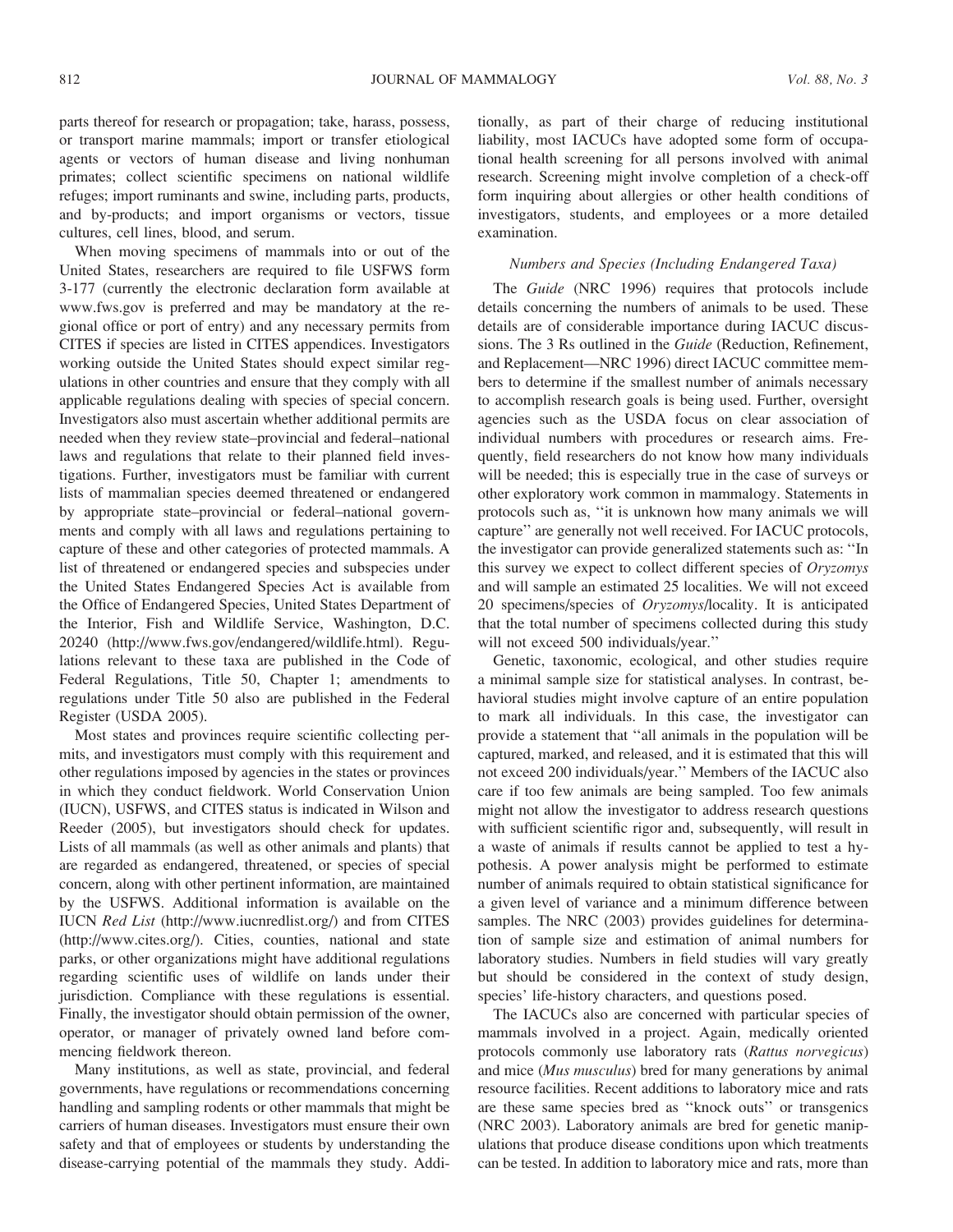parts thereof for research or propagation; take, harass, possess, or transport marine mammals; import or transfer etiological agents or vectors of human disease and living nonhuman primates; collect scientific specimens on national wildlife refuges; import ruminants and swine, including parts, products, and by-products; and import organisms or vectors, tissue cultures, cell lines, blood, and serum.

When moving specimens of mammals into or out of the United States, researchers are required to file USFWS form 3-177 (currently the electronic declaration form available at www.fws.gov is preferred and may be mandatory at the regional office or port of entry) and any necessary permits from CITES if species are listed in CITES appendices. Investigators working outside the United States should expect similar regulations in other countries and ensure that they comply with all applicable regulations dealing with species of special concern. Investigators also must ascertain whether additional permits are needed when they review state–provincial and federal–national laws and regulations that relate to their planned field investigations. Further, investigators must be familiar with current lists of mammalian species deemed threatened or endangered by appropriate state–provincial or federal–national governments and comply with all laws and regulations pertaining to capture of these and other categories of protected mammals. A list of threatened or endangered species and subspecies under the United States Endangered Species Act is available from the Office of Endangered Species, United States Department of the Interior, Fish and Wildlife Service, Washington, D.C. 20240 (http://www.fws.gov/endangered/wildlife.html). Regulations relevant to these taxa are published in the Code of Federal Regulations, Title 50, Chapter 1; amendments to regulations under Title 50 also are published in the Federal Register (USDA 2005).

Most states and provinces require scientific collecting permits, and investigators must comply with this requirement and other regulations imposed by agencies in the states or provinces in which they conduct fieldwork. World Conservation Union (IUCN), USFWS, and CITES status is indicated in Wilson and Reeder (2005), but investigators should check for updates. Lists of all mammals (as well as other animals and plants) that are regarded as endangered, threatened, or species of special concern, along with other pertinent information, are maintained by the USFWS. Additional information is available on the IUCN *Red List* (http://www.iucnredlist.org/) and from CITES (http://www.cites.org/). Cities, counties, national and state parks, or other organizations might have additional regulations regarding scientific uses of wildlife on lands under their jurisdiction. Compliance with these regulations is essential. Finally, the investigator should obtain permission of the owner, operator, or manager of privately owned land before commencing fieldwork thereon.

Many institutions, as well as state, provincial, and federal governments, have regulations or recommendations concerning handling and sampling rodents or other mammals that might be carriers of human diseases. Investigators must ensure their own safety and that of employees or students by understanding the disease-carrying potential of the mammals they study. Additionally, as part of their charge of reducing institutional liability, most IACUCs have adopted some form of occupational health screening for all persons involved with animal research. Screening might involve completion of a check-off form inquiring about allergies or other health conditions of investigators, students, and employees or a more detailed examination.

### *Numbers and Species (Including Endangered Taxa)*

The *Guide* (NRC 1996) requires that protocols include details concerning the numbers of animals to be used. These details are of considerable importance during IACUC discussions. The 3 Rs outlined in the *Guide* (Reduction, Refinement, and Replacement—NRC 1996) direct IACUC committee members to determine if the smallest number of animals necessary to accomplish research goals is being used. Further, oversight agencies such as the USDA focus on clear association of individual numbers with procedures or research aims. Frequently, field researchers do not know how many individuals will be needed; this is especially true in the case of surveys or other exploratory work common in mammalogy. Statements in protocols such as, "it is unknown how many animals we will capture" are generally not well received. For IACUC protocols, the investigator can provide generalized statements such as: "In this survey we expect to collect different species of *Oryzomys* and will sample an estimated 25 localities. We will not exceed 20 specimens/species of *Oryzomys*/locality. It is anticipated that the total number of specimens collected during this study will not exceed 500 individuals/year."

Genetic, taxonomic, ecological, and other studies require a minimal sample size for statistical analyses. In contrast, behavioral studies might involve capture of an entire population to mark all individuals. In this case, the investigator can provide a statement that "all animals in the population will be captured, marked, and released, and it is estimated that this will not exceed 200 individuals/year." Members of the IACUC also care if too few animals are being sampled. Too few animals might not allow the investigator to address research questions with sufficient scientific rigor and, subsequently, will result in a waste of animals if results cannot be applied to test a hypothesis. A power analysis might be performed to estimate number of animals required to obtain statistical significance for a given level of variance and a minimum difference between samples. The NRC (2003) provides guidelines for determination of sample size and estimation of animal numbers for laboratory studies. Numbers in field studies will vary greatly but should be considered in the context of study design, species' life-history characters, and questions posed.

The IACUCs also are concerned with particular species of mammals involved in a project. Again, medically oriented protocols commonly use laboratory rats (*Rattus norvegicus*) and mice (*Mus musculus*) bred for many generations by animal resource facilities. Recent additions to laboratory mice and rats are these same species bred as "knock outs" or transgenics (NRC 2003). Laboratory animals are bred for genetic manipulations that produce disease conditions upon which treatments can be tested. In addition to laboratory mice and rats, more than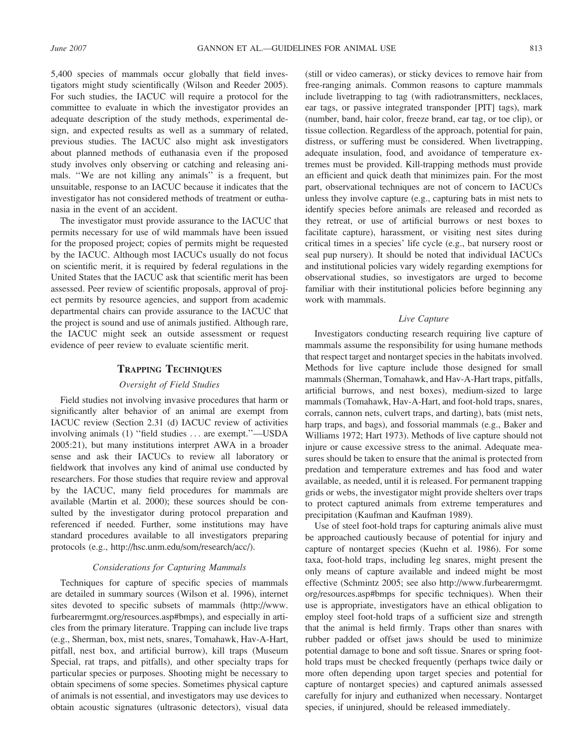5,400 species of mammals occur globally that field investigators might study scientifically (Wilson and Reeder 2005). For such studies, the IACUC will require a protocol for the committee to evaluate in which the investigator provides an adequate description of the study methods, experimental design, and expected results as well as a summary of related, previous studies. The IACUC also might ask investigators about planned methods of euthanasia even if the proposed study involves only observing or catching and releasing animals. "We are not killing any animals" is a frequent, but unsuitable, response to an IACUC because it indicates that the investigator has not considered methods of treatment or euthanasia in the event of an accident.

The investigator must provide assurance to the IACUC that permits necessary for use of wild mammals have been issued for the proposed project; copies of permits might be requested by the IACUC. Although most IACUCs usually do not focus on scientific merit, it is required by federal regulations in the United States that the IACUC ask that scientific merit has been assessed. Peer review of scientific proposals, approval of project permits by resource agencies, and support from academic departmental chairs can provide assurance to the IACUC that the project is sound and use of animals justified. Although rare, the IACUC might seek an outside assessment or request evidence of peer review to evaluate scientific merit.

## TRAPPING TECHNIQUES

### *Oversight of Field Studies*

Field studies not involving invasive procedures that harm or significantly alter behavior of an animal are exempt from IACUC review (Section 2.31 (d) IACUC review of activities involving animals (1) "field studies ... are exempt."—USDA 2005:21), but many institutions interpret AWA in a broader sense and ask their IACUCs to review all laboratory or fieldwork that involves any kind of animal use conducted by researchers. For those studies that require review and approval by the IACUC, many field procedures for mammals are available (Martin et al. 2000); these sources should be consulted by the investigator during protocol preparation and referenced if needed. Further, some institutions may have standard procedures available to all investigators preparing protocols (e.g., http://hsc.unm.edu/som/research/acc/).

### *Considerations for Capturing Mammals*

Techniques for capture of specific species of mammals are detailed in summary sources (Wilson et al. 1996), internet sites devoted to specific subsets of mammals (http://www.furbearermgmt.org/resources.asp#bmps), and especially in articles from the primary literature. Trapping can include live traps (e.g., Sherman, box, mist nets, snares, Tomahawk, Hav-A-Hart, pitfall, nest box, and artificial burrow), kill traps (Museum Special, rat traps, and pitfalls), and other specialty traps for particular species or purposes. Shooting might be necessary to obtain specimens of some species. Sometimes physical capture of animals is not essential, and investigators may use devices to obtain acoustic signatures (ultrasonic detectors), visual data (still or video cameras), or sticky devices to remove hair from free-ranging animals. Common reasons to capture mammals include livetrapping to tag (with radiotransmitters, necklaces, ear tags, or passive integrated transponder [PIT] tags), mark (number, band, hair color, freeze brand, ear tag, or toe clip), or tissue collection. Regardless of the approach, potential for pain, distress, or suffering must be considered. When livetrapping, adequate insulation, food, and avoidance of temperature extremes must be provided. Kill-trapping methods must provide an efficient and quick death that minimizes pain. For the most part, observational techniques are not of concern to IACUCs unless they involve capture (e.g., capturing bats in mist nets to identify species before animals are released and recorded as they retreat, or use of artificial burrows or nest boxes to facilitate capture), harassment, or visiting nest sites during critical times in a species' life cycle (e.g., bat nursery roost or seal pup nursery). It should be noted that individual IACUCs and institutional policies vary widely regarding exemptions for observational studies, so investigators are urged to become familiar with their institutional policies before beginning any work with mammals.

### *Live Capture*

Investigators conducting research requiring live capture of mammals assume the responsibility for using humane methods that respect target and nontarget species in the habitats involved. Methods for live capture include those designed for small mammals (Sherman, Tomahawk, and Hav-A-Hart traps, pitfalls, artificial burrows, and nest boxes), medium-sized to large mammals (Tomahawk, Hav-A-Hart, and foot-hold traps, snares, corrals, cannon nets, culvert traps, and darting), bats (mist nets, harp traps, and bags), and fossorial mammals (e.g., Baker and Williams 1972; Hart 1973). Methods of live capture should not injure or cause excessive stress to the animal. Adequate measures should be taken to ensure that the animal is protected from predation and temperature extremes and has food and water available, as needed, until it is released. For permanent trapping grids or webs, the investigator might provide shelters over traps to protect captured animals from extreme temperatures and precipitation (Kaufman and Kaufman 1989).

Use of steel foot-hold traps for capturing animals alive must be approached cautiously because of potential for injury and capture of nontarget species (Kuehn et al. 1986). For some taxa, foot-hold traps, including leg snares, might present the only means of capture available and indeed might be most effective (Schmintz 2005; see also http://www.furbearermgmt.org/resources.asp#bmps for specific techniques). When their use is appropriate, investigators have an ethical obligation to employ steel foot-hold traps of a sufficient size and strength that the animal is held firmly. Traps other than snares with rubber padded or offset jaws should be used to minimize potential damage to bone and soft tissue. Snares or spring foot-hold traps must be checked frequently (perhaps twice daily or more often depending upon target species and potential for capture of nontarget species) and captured animals assessed carefully for injury and euthanized when necessary. Nontarget species, if uninjured, should be released immediately.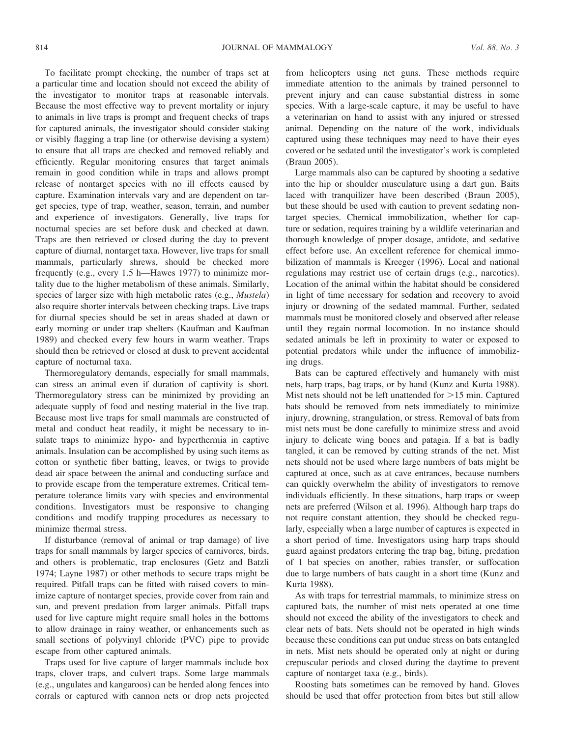To facilitate prompt checking, the number of traps set at a particular time and location should not exceed the ability of the investigator to monitor traps at reasonable intervals. Because the most effective way to prevent mortality or injury to animals in live traps is prompt and frequent checks of traps for captured animals, the investigator should consider staking or visibly flagging a trap line (or otherwise devising a system) to ensure that all traps are checked and removed reliably and efficiently. Regular monitoring ensures that target animals remain in good condition while in traps and allows prompt release of nontarget species with no ill effects caused by capture. Examination intervals vary and are dependent on target species, type of trap, weather, season, terrain, and number and experience of investigators. Generally, live traps for nocturnal species are set before dusk and checked at dawn. Traps are then retrieved or closed during the day to prevent capture of diurnal, nontarget taxa. However, live traps for small mammals, particularly shrews, should be checked more frequently (e.g., every 1.5 h—Hawes 1977) to minimize mortality due to the higher metabolism of these animals. Similarly, species of larger size with high metabolic rates (e.g., *Mustela*) also require shorter intervals between checking traps. Live traps for diurnal species should be set in areas shaded at dawn or early morning or under trap shelters (Kaufman and Kaufman 1989) and checked every few hours in warm weather. Traps should then be retrieved or closed at dusk to prevent accidental capture of nocturnal taxa.

Thermoregulatory demands, especially for small mammals, can stress an animal even if duration of captivity is short. Thermoregulatory stress can be minimized by providing an adequate supply of food and nesting material in the live trap. Because most live traps for small mammals are constructed of metal and conduct heat readily, it might be necessary to insulate traps to minimize hypo- and hyperthermia in captive animals. Insulation can be accomplished by using such items as cotton or synthetic fiber batting, leaves, or twigs to provide dead air space between the animal and conducting surface and to provide escape from the temperature extremes. Critical temperature tolerance limits vary with species and environmental conditions. Investigators must be responsive to changing conditions and modify trapping procedures as necessary to minimize thermal stress.

If disturbance (removal of animal or trap damage) of live traps for small mammals by larger species of carnivores, birds, and others is problematic, trap enclosures (Getz and Batzli 1974; Layne 1987) or other methods to secure traps might be required. Pitfall traps can be fitted with raised covers to minimize capture of nontarget species, provide cover from rain and sun, and prevent predation from larger animals. Pitfall traps used for live capture might require small holes in the bottoms to allow drainage in rainy weather, or enhancements such as small sections of polyvinyl chloride (PVC) pipe to provide escape from other captured animals.

Traps used for live capture of larger mammals include box traps, clover traps, and culvert traps. Some large mammals (e.g., ungulates and kangaroos) can be herded along fences into corrals or captured with cannon nets or drop nets projected from helicopters using net guns. These methods require immediate attention to the animals by trained personnel to prevent injury and can cause substantial distress in some species. With a large-scale capture, it may be useful to have a veterinarian on hand to assist with any injured or stressed animal. Depending on the nature of the work, individuals captured using these techniques may need to have their eyes covered or be sedated until the investigator's work is completed (Braun 2005).

Large mammals also can be captured by shooting a sedative into the hip or shoulder musculature using a dart gun. Baits laced with tranquilizer have been described (Braun 2005), but these should be used with caution to prevent sedating nontarget species. Chemical immobilization, whether for capture or sedation, requires training by a wildlife veterinarian and thorough knowledge of proper dosage, antidote, and sedative effect before use. An excellent reference for chemical immobilization of mammals is Kreeger (1996). Local and national regulations may restrict use of certain drugs (e.g., narcotics). Location of the animal within the habitat should be considered in light of time necessary for sedation and recovery to avoid injury or drowning of the sedated mammal. Further, sedated mammals must be monitored closely and observed after release until they regain normal locomotion. In no instance should sedated animals be left in proximity to water or exposed to potential predators while under the influence of immobilizing drugs.

Bats can be captured effectively and humanely with mist nets, harp traps, bag traps, or by hand (Kunz and Kurta 1988). Mist nets should not be left unattended for >15 min. Captured bats should be removed from nets immediately to minimize injury, drowning, strangulation, or stress. Removal of bats from mist nets must be done carefully to minimize stress and avoid injury to delicate wing bones and patagia. If a bat is badly tangled, it can be removed by cutting strands of the net. Mist nets should not be used where large numbers of bats might be captured at once, such as at cave entrances, because numbers can quickly overwhelm the ability of investigators to remove individuals efficiently. In these situations, harp traps or sweep nets are preferred (Wilson et al. 1996). Although harp traps do not require constant attention, they should be checked regularly, especially when a large number of captures is expected in a short period of time. Investigators using harp traps should guard against predators entering the trap bag, biting, predation of 1 bat species on another, rabies transfer, or suffocation due to large numbers of bats caught in a short time (Kunz and Kurta 1988).

As with traps for terrestrial mammals, to minimize stress on captured bats, the number of mist nets operated at one time should not exceed the ability of the investigators to check and clear nets of bats. Nets should not be operated in high winds because these conditions can put undue stress on bats entangled in nets. Mist nets should be operated only at night or during crepuscular periods and closed during the daytime to prevent capture of nontarget taxa (e.g., birds).

Roosting bats sometimes can be removed by hand. Gloves should be used that offer protection from bites but still allow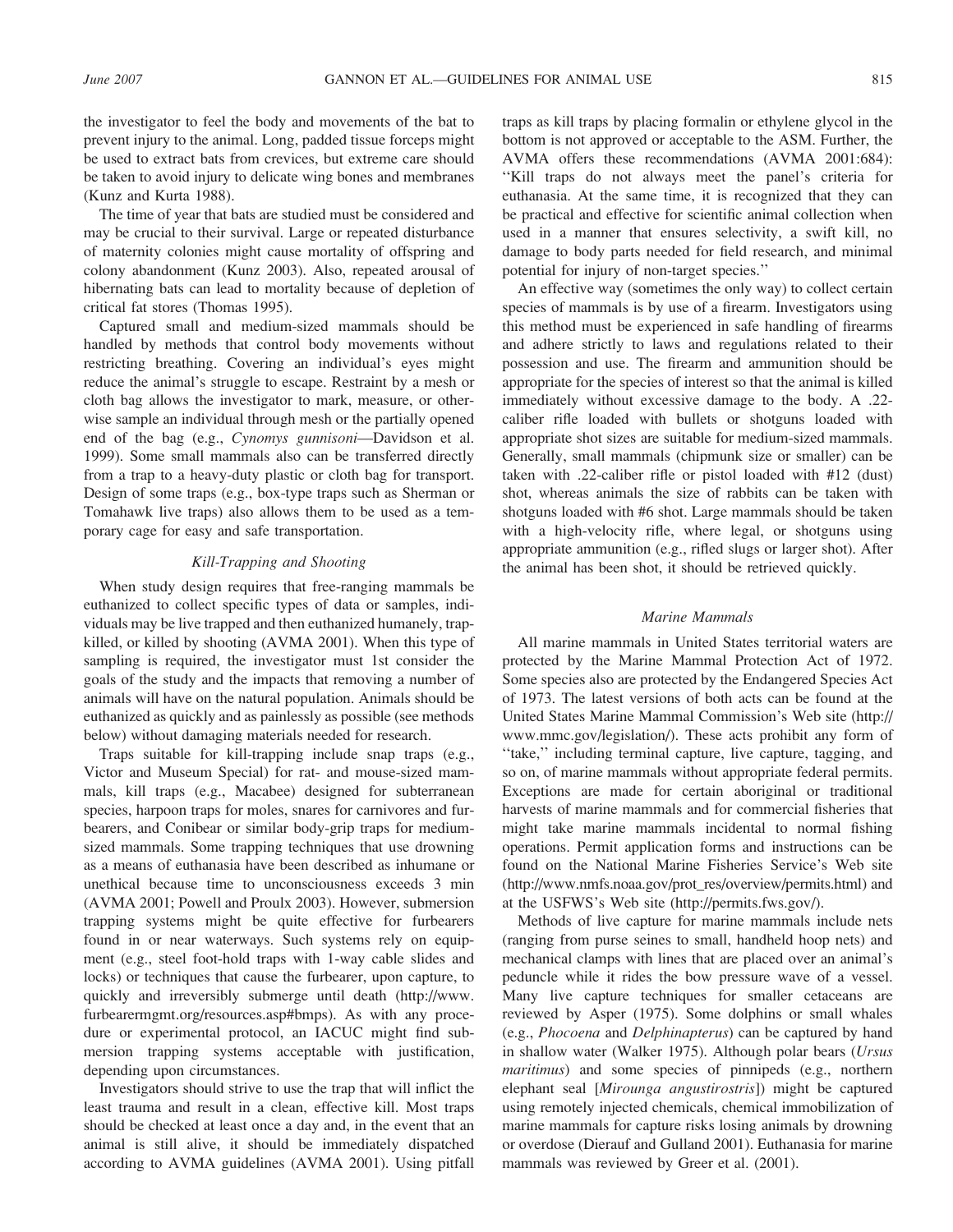the investigator to feel the body and movements of the bat to prevent injury to the animal. Long, padded tissue forceps might be used to extract bats from crevices, but extreme care should be taken to avoid injury to delicate wing bones and membranes (Kunz and Kurta 1988).

The time of year that bats are studied must be considered and may be crucial to their survival. Large or repeated disturbance of maternity colonies might cause mortality of offspring and colony abandonment (Kunz 2003). Also, repeated arousal of hibernating bats can lead to mortality because of depletion of critical fat stores (Thomas 1995).

Captured small and medium-sized mammals should be handled by methods that control body movements without restricting breathing. Covering an individual's eyes might reduce the animal's struggle to escape. Restraint by a mesh or cloth bag allows the investigator to mark, measure, or otherwise sample an individual through mesh or the partially opened end of the bag (e.g., *Cynomys gunnisoni*—Davidson et al. 1999). Some small mammals also can be transferred directly from a trap to a heavy-duty plastic or cloth bag for transport. Design of some traps (e.g., box-type traps such as Sherman or Tomahawk live traps) also allows them to be used as a temporary cage for easy and safe transportation.

### *Kill-Trapping and Shooting*

When study design requires that free-ranging mammals be euthanized to collect specific types of data or samples, individuals may be live trapped and then euthanized humanely, trap-killed, or killed by shooting (AVMA 2001). When this type of sampling is required, the investigator must 1st consider the goals of the study and the impacts that removing a number of animals will have on the natural population. Animals should be euthanized as quickly and as painlessly as possible (see methods below) without damaging materials needed for research.

Traps suitable for kill-trapping include snap traps (e.g., Victor and Museum Special) for rat- and mouse-sized mammals, kill traps (e.g., Macabee) designed for subterranean species, harpoon traps for moles, snares for carnivores and furbearers, and Conibear or similar body-grip traps for medium-sized mammals. Some trapping techniques that use drowning as a means of euthanasia have been described as inhumane or unethical because time to unconsciousness exceeds 3 min (AVMA 2001; Powell and Proulx 2003). However, submersion trapping systems might be quite effective for furbearers found in or near waterways. Such systems rely on equipment (e.g., steel foot-hold traps with 1-way cable slides and locks) or techniques that cause the furbearer, upon capture, to quickly and irreversibly submerge until death (http://www.furbearermgmt.org/resources.asp#bmps). As with any procedure or experimental protocol, an IACUC might find submersion trapping systems acceptable with justification, depending upon circumstances.

Investigators should strive to use the trap that will inflict the least trauma and result in a clean, effective kill. Most traps should be checked at least once a day and, in the event that an animal is still alive, it should be immediately dispatched according to AVMA guidelines (AVMA 2001). Using pitfall traps as kill traps by placing formalin or ethylene glycol in the bottom is not approved or acceptable to the ASM. Further, the AVMA offers these recommendations (AVMA 2001:684): ''Kill traps do not always meet the panel's criteria for euthanasia. At the same time, it is recognized that they can be practical and effective for scientific animal collection when used in a manner that ensures selectivity, a swift kill, no damage to body parts needed for field research, and minimal potential for injury of non-target species.''

An effective way (sometimes the only way) to collect certain species of mammals is by use of a firearm. Investigators using this method must be experienced in safe handling of firearms and adhere strictly to laws and regulations related to their possession and use. The firearm and ammunition should be appropriate for the species of interest so that the animal is killed immediately without excessive damage to the body. A .22-caliber rifle loaded with bullets or shotguns loaded with appropriate shot sizes are suitable for medium-sized mammals. Generally, small mammals (chipmunk size or smaller) can be taken with .22-caliber rifle or pistol loaded with #12 (dust) shot, whereas animals the size of rabbits can be taken with shotguns loaded with #6 shot. Large mammals should be taken with a high-velocity rifle, where legal, or shotguns using appropriate ammunition (e.g., rifled slugs or larger shot). After the animal has been shot, it should be retrieved quickly.

### *Marine Mammals*

All marine mammals in United States territorial waters are protected by the Marine Mammal Protection Act of 1972. Some species also are protected by the Endangered Species Act of 1973. The latest versions of both acts can be found at the United States Marine Mammal Commission's Web site (http://www.mmc.gov/legislation/). These acts prohibit any form of ''take,'' including terminal capture, live capture, tagging, and so on, of marine mammals without appropriate federal permits. Exceptions are made for certain aboriginal or traditional harvests of marine mammals and for commercial fisheries that might take marine mammals incidental to normal fishing operations. Permit application forms and instructions can be found on the National Marine Fisheries Service's Web site (http://www.nmfs.noaa.gov/prot_res/overview/permits.html) and at the USFWS's Web site (http://permits.fws.gov/).

Methods of live capture for marine mammals include nets (ranging from purse seines to small, handheld hoop nets) and mechanical clamps with lines that are placed over an animal's peduncle while it rides the bow pressure wave of a vessel. Many live capture techniques for smaller cetaceans are reviewed by Asper (1975). Some dolphins or small whales (e.g., *Phocoena* and *Delphinapterus*) can be captured by hand in shallow water (Walker 1975). Although polar bears (*Ursus maritimus*) and some species of pinnipeds (e.g., northern elephant seal [*Mirounga angustirostris*]) might be captured using remotely injected chemicals, chemical immobilization of marine mammals for capture risks losing animals by drowning or overdose (Dierauf and Gulland 2001). Euthanasia for marine mammals was reviewed by Greer et al. (2001).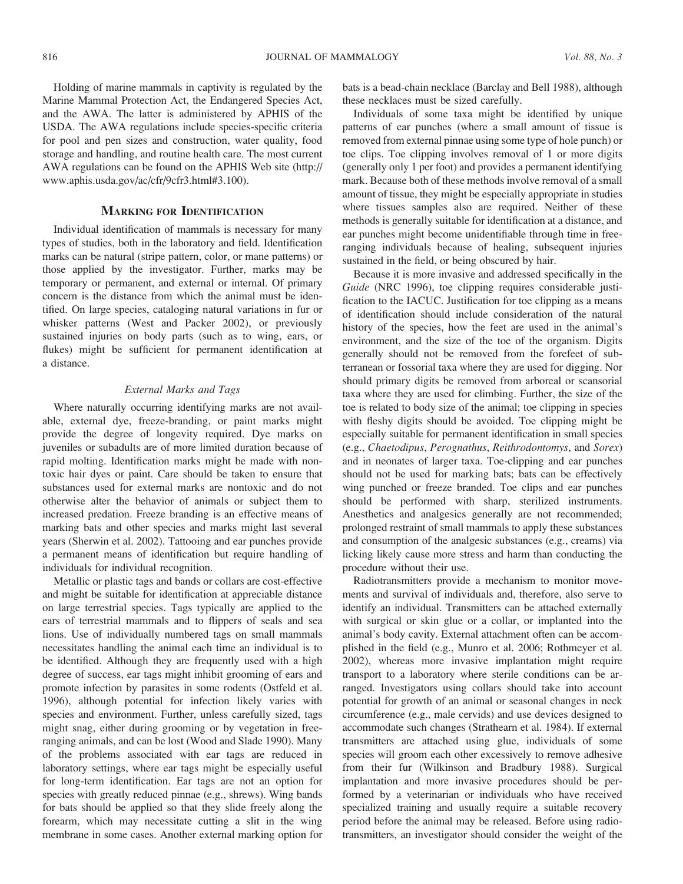Holding of marine mammals in captivity is regulated by the Marine Mammal Protection Act, the Endangered Species Act, and the AWA. The latter is administered by APHIS of the USDA. The AWA regulations include species-specific criteria for pool and pen sizes and construction, water quality, food storage and handling, and routine health care. The most current AWA regulations can be found on the APHIS Web site (http://www.aphis.usda.gov/ac/cfr/9cfr3.html#3.100).

## Marking for Identification

Individual identification of mammals is necessary for many types of studies, both in the laboratory and field. Identification marks can be natural (stripe pattern, color, or mane patterns) or those applied by the investigator. Further, marks may be temporary or permanent, and external or internal. Of primary concern is the distance from which the animal must be identified. On large species, cataloging natural variations in fur or whisker patterns (West and Packer 2002), or previously sustained injuries on body parts (such as to wing, ears, or flukes) might be sufficient for permanent identification at a distance.

### *External Marks and Tags*

Where naturally occurring identifying marks are not available, external dye, freeze-branding, or paint marks might provide the degree of longevity required. Dye marks on juveniles or subadults are of more limited duration because of rapid molting. Identification marks might be made with nontoxic hair dyes or paint. Care should be taken to ensure that substances used for external marks are nontoxic and do not otherwise alter the behavior of animals or subject them to increased predation. Freeze branding is an effective means of marking bats and other species and marks might last several years (Sherwin et al. 2002). Tattooing and ear punches provide a permanent means of identification but require handling of individuals for individual recognition.

Metallic or plastic tags and bands or collars are cost-effective and might be suitable for identification at appreciable distance on large terrestrial species. Tags typically are applied to the ears of terrestrial mammals and to flippers of seals and sea lions. Use of individually numbered tags on small mammals necessitates handling the animal each time an individual is to be identified. Although they are frequently used with a high degree of success, ear tags might inhibit grooming of ears and promote infection by parasites in some rodents (Ostfeld et al. 1996), although potential for infection likely varies with species and environment. Further, unless carefully sized, tags might snag, either during grooming or by vegetation in free-ranging animals, and can be lost (Wood and Slade 1990). Many of the problems associated with ear tags are reduced in laboratory settings, where ear tags might be especially useful for long-term identification. Ear tags are not an option for species with greatly reduced pinnae (e.g., shrews). Wing bands for bats should be applied so that they slide freely along the forearm, which may necessitate cutting a slit in the wing membrane in some cases. Another external marking option for bats is a bead-chain necklace (Barclay and Bell 1988), although these necklaces must be sized carefully.

Individuals of some taxa might be identified by unique patterns of ear punches (where a small amount of tissue is removed from external pinnae using some type of hole punch) or toe clips. Toe clipping involves removal of 1 or more digits (generally only 1 per foot) and provides a permanent identifying mark. Because both of these methods involve removal of a small amount of tissue, they might be especially appropriate in studies where tissues samples also are required. Neither of these methods is generally suitable for identification at a distance, and ear punches might become unidentifiable through time in free-ranging individuals because of healing, subsequent injuries sustained in the field, or being obscured by hair.

Because it is more invasive and addressed specifically in the *Guide* (NRC 1996), toe clipping requires considerable justification to the IACUC. Justification for toe clipping as a means of identification should include consideration of the natural history of the species, how the feet are used in the animal's environment, and the size of the toe of the organism. Digits generally should not be removed from the forefeet of subterranean or fossorial taxa where they are used for digging. Nor should primary digits be removed from arboreal or scansorial taxa where they are used for climbing. Further, the size of the toe is related to body size of the animal; toe clipping in species with fleshy digits should be avoided. Toe clipping might be especially suitable for permanent identification in small species (e.g., *Chaetodipus*, *Perognathus*, *Reithrodontomys*, and *Sorex*) and in neonates of larger taxa. Toe-clipping and ear punches should not be used for marking bats; bats can be effectively wing punched or freeze branded. Toe clips and ear punches should be performed with sharp, sterilized instruments. Anesthetics and analgesics generally are not recommended; prolonged restraint of small mammals to apply these substances and consumption of the analgesic substances (e.g., creams) via licking likely cause more stress and harm than conducting the procedure without their use.

Radiotransmitters provide a mechanism to monitor movements and survival of individuals and, therefore, also serve to identify an individual. Transmitters can be attached externally with surgical or skin glue or a collar, or implanted into the animal's body cavity. External attachment often can be accomplished in the field (e.g., Munro et al. 2006; Rothmeyer et al. 2002), whereas more invasive implantation might require transport to a laboratory where sterile conditions can be arranged. Investigators using collars should take into account potential for growth of an animal or seasonal changes in neck circumference (e.g., male cervids) and use devices designed to accommodate such changes (Strathearn et al. 1984). If external transmitters are attached using glue, individuals of some species will groom each other excessively to remove adhesive from their fur (Wilkinson and Bradbury 1988). Surgical implantation and more invasive procedures should be performed by a veterinarian or individuals who have received specialized training and usually require a suitable recovery period before the animal may be released. Before using radiotransmitters, an investigator should consider the weight of the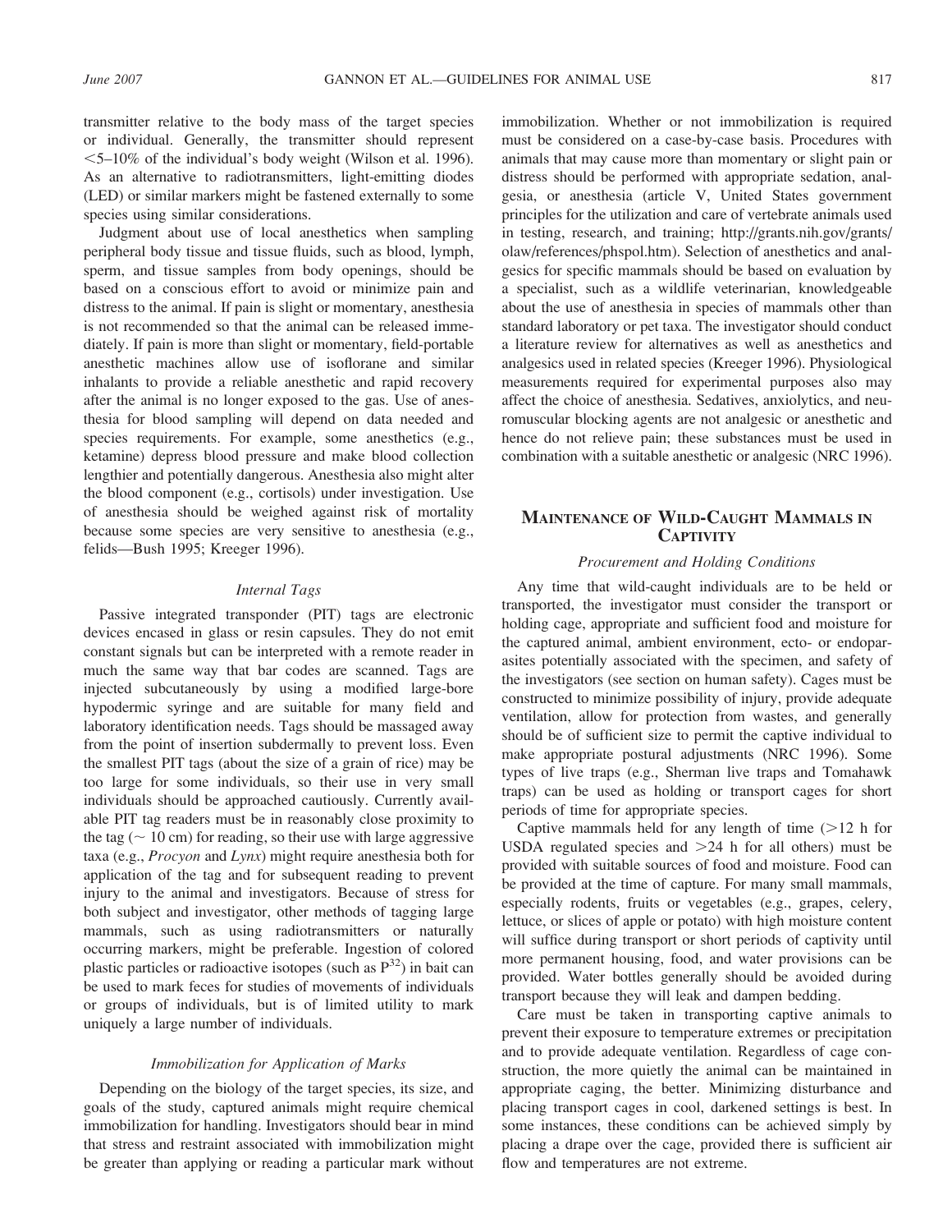transmitter relative to the body mass of the target species or individual. Generally, the transmitter should represent <5–10% of the individual's body weight (Wilson et al. 1996). As an alternative to radiotransmitters, light-emitting diodes (LED) or similar markers might be fastened externally to some species using similar considerations.

Judgment about use of local anesthetics when sampling peripheral body tissue and tissue fluids, such as blood, lymph, sperm, and tissue samples from body openings, should be based on a conscious effort to avoid or minimize pain and distress to the animal. If pain is slight or momentary, anesthesia is not recommended so that the animal can be released immediately. If pain is more than slight or momentary, field-portable anesthetic machines allow use of isoflorane and similar inhalants to provide a reliable anesthetic and rapid recovery after the animal is no longer exposed to the gas. Use of anesthesia for blood sampling will depend on data needed and species requirements. For example, some anesthetics (e.g., ketamine) depress blood pressure and make blood collection lengthier and potentially dangerous. Anesthesia also might alter the blood component (e.g., cortisols) under investigation. Use of anesthesia should be weighed against risk of mortality because some species are very sensitive to anesthesia (e.g., felids—Bush 1995; Kreeger 1996).

### *Internal Tags*

Passive integrated transponder (PIT) tags are electronic devices encased in glass or resin capsules. They do not emit constant signals but can be interpreted with a remote reader in much the same way that bar codes are scanned. Tags are injected subcutaneously by using a modified large-bore hypodermic syringe and are suitable for many field and laboratory identification needs. Tags should be massaged away from the point of insertion subdermally to prevent loss. Even the smallest PIT tags (about the size of a grain of rice) may be too large for some individuals, so their use in very small individuals should be approached cautiously. Currently available PIT tag readers must be in reasonably close proximity to the tag (~ 10 cm) for reading, so their use with large aggressive taxa (e.g., *Procyon* and *Lynx*) might require anesthesia both for application of the tag and for subsequent reading to prevent injury to the animal and investigators. Because of stress for both subject and investigator, other methods of tagging large mammals, such as using radiotransmitters or naturally occurring markers, might be preferable. Ingestion of colored plastic particles or radioactive isotopes (such as $P^{32}$) in bait can be used to mark feces for studies of movements of individuals or groups of individuals, but is of limited utility to mark uniquely a large number of individuals.

### *Immobilization for Application of Marks*

Depending on the biology of the target species, its size, and goals of the study, captured animals might require chemical immobilization for handling. Investigators should bear in mind that stress and restraint associated with immobilization might be greater than applying or reading a particular mark without immobilization. Whether or not immobilization is required must be considered on a case-by-case basis. Procedures with animals that may cause more than momentary or slight pain or distress should be performed with appropriate sedation, analgesia, or anesthesia (article V, United States government principles for the utilization and care of vertebrate animals used in testing, research, and training; http://grants.nih.gov/grants/olaw/references/phspol.htm). Selection of anesthetics and analgesics for specific mammals should be based on evaluation by a specialist, such as a wildlife veterinarian, knowledgeable about the use of anesthesia in species of mammals other than standard laboratory or pet taxa. The investigator should conduct a literature review for alternatives as well as anesthetics and analgesics used in related species (Kreeger 1996). Physiological measurements required for experimental purposes also may affect the choice of anesthesia. Sedatives, anxiolytics, and neuromuscular blocking agents are not analgesic or anesthetic and hence do not relieve pain; these substances must be used in combination with a suitable anesthetic or analgesic (NRC 1996).

## Maintenance of Wild-Caught Mammals in Captivity

### *Procurement and Holding Conditions*

Any time that wild-caught individuals are to be held or transported, the investigator must consider the transport or holding cage, appropriate and sufficient food and moisture for the captured animal, ambient environment, ecto- or endoparasites potentially associated with the specimen, and safety of the investigators (see section on human safety). Cages must be constructed to minimize possibility of injury, provide adequate ventilation, allow for protection from wastes, and generally should be of sufficient size to permit the captive individual to make appropriate postural adjustments (NRC 1996). Some types of live traps (e.g., Sherman live traps and Tomahawk traps) can be used as holding or transport cages for short periods of time for appropriate species.

Captive mammals held for any length of time (>12 h for USDA regulated species and >24 h for all others) must be provided with suitable sources of food and moisture. Food can be provided at the time of capture. For many small mammals, especially rodents, fruits or vegetables (e.g., grapes, celery, lettuce, or slices of apple or potato) with high moisture content will suffice during transport or short periods of captivity until more permanent housing, food, and water provisions can be provided. Water bottles generally should be avoided during transport because they will leak and dampen bedding.

Care must be taken in transporting captive animals to prevent their exposure to temperature extremes or precipitation and to provide adequate ventilation. Regardless of cage construction, the more quietly the animal can be maintained in appropriate caging, the better. Minimizing disturbance and placing transport cages in cool, darkened settings is best. In some instances, these conditions can be achieved simply by placing a drape over the cage, provided there is sufficient air flow and temperatures are not extreme.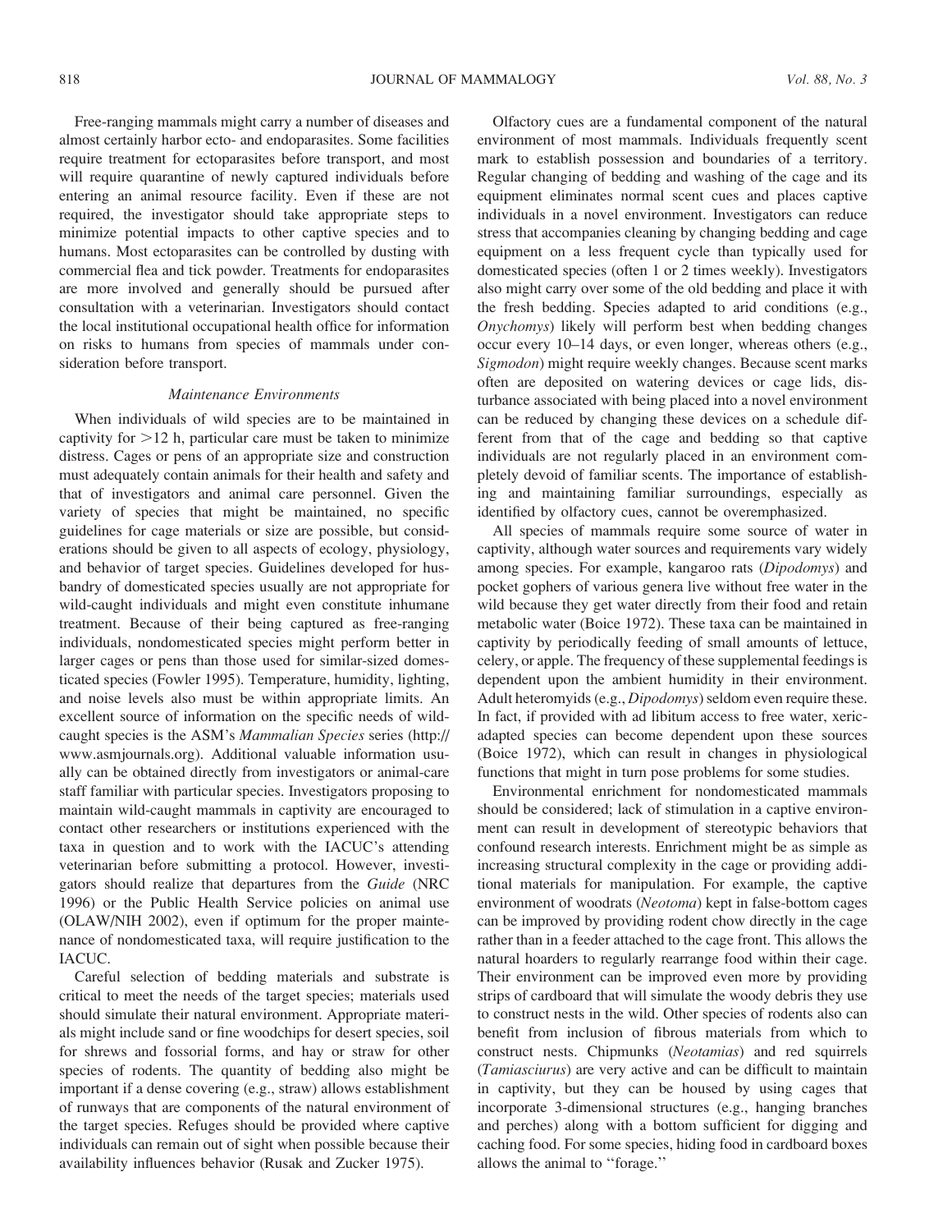Free-ranging mammals might carry a number of diseases and almost certainly harbor ecto- and endoparasites. Some facilities require treatment for ectoparasites before transport, and most will require quarantine of newly captured individuals before entering an animal resource facility. Even if these are not required, the investigator should take appropriate steps to minimize potential impacts to other captive species and to humans. Most ectoparasites can be controlled by dusting with commercial flea and tick powder. Treatments for endoparasites are more involved and generally should be pursued after consultation with a veterinarian. Investigators should contact the local institutional occupational health office for information on risks to humans from species of mammals under consideration before transport.

### *Maintenance Environments*

When individuals of wild species are to be maintained in captivity for >12 h, particular care must be taken to minimize distress. Cages or pens of an appropriate size and construction must adequately contain animals for their health and safety and that of investigators and animal care personnel. Given the variety of species that might be maintained, no specific guidelines for cage materials or size are possible, but considerations should be given to all aspects of ecology, physiology, and behavior of target species. Guidelines developed for husbandry of domesticated species usually are not appropriate for wild-caught individuals and might even constitute inhumane treatment. Because of their being captured as free-ranging individuals, nondomesticated species might perform better in larger cages or pens than those used for similar-sized domesticated species (Fowler 1995). Temperature, humidity, lighting, and noise levels also must be within appropriate limits. An excellent source of information on the specific needs of wild-caught species is the ASM's *Mammalian Species* series (http://www.asmjournals.org). Additional valuable information usually can be obtained directly from investigators or animal-care staff familiar with particular species. Investigators proposing to maintain wild-caught mammals in captivity are encouraged to contact other researchers or institutions experienced with the taxa in question and to work with the IACUC's attending veterinarian before submitting a protocol. However, investigators should realize that departures from the *Guide* (NRC 1996) or the Public Health Service policies on animal use (OLAW/NIH 2002), even if optimum for the proper maintenance of nondomesticated taxa, will require justification to the IACUC.

Careful selection of bedding materials and substrate is critical to meet the needs of the target species; materials used should simulate their natural environment. Appropriate materials might include sand or fine woodchips for desert species, soil for shrews and fossorial forms, and hay or straw for other species of rodents. The quantity of bedding also might be important if a dense covering (e.g., straw) allows establishment of runways that are components of the natural environment of the target species. Refuges should be provided where captive individuals can remain out of sight when possible because their availability influences behavior (Rusak and Zucker 1975).

Olfactory cues are a fundamental component of the natural environment of most mammals. Individuals frequently scent mark to establish possession and boundaries of a territory. Regular changing of bedding and washing of the cage and its equipment eliminates normal scent cues and places captive individuals in a novel environment. Investigators can reduce stress that accompanies cleaning by changing bedding and cage equipment on a less frequent cycle than typically used for domesticated species (often 1 or 2 times weekly). Investigators also might carry over some of the old bedding and place it with the fresh bedding. Species adapted to arid conditions (e.g., *Onychomys*) likely will perform best when bedding changes occur every 10–14 days, or even longer, whereas others (e.g., *Sigmodon*) might require weekly changes. Because scent marks often are deposited on watering devices or cage lids, disturbance associated with being placed into a novel environment can be reduced by changing these devices on a schedule different from that of the cage and bedding so that captive individuals are not regularly placed in an environment completely devoid of familiar scents. The importance of establishing and maintaining familiar surroundings, especially as identified by olfactory cues, cannot be overemphasized.

All species of mammals require some source of water in captivity, although water sources and requirements vary widely among species. For example, kangaroo rats (*Dipodomys*) and pocket gophers of various genera live without free water in the wild because they get water directly from their food and retain metabolic water (Boice 1972). These taxa can be maintained in captivity by periodically feeding of small amounts of lettuce, celery, or apple. The frequency of these supplemental feedings is dependent upon the ambient humidity in their environment. Adult heteromyids (e.g., *Dipodomys*) seldom even require these. In fact, if provided with ad libitum access to free water, xeric-adapted species can become dependent upon these sources (Boice 1972), which can result in changes in physiological functions that might in turn pose problems for some studies.

Environmental enrichment for nondomesticated mammals should be considered; lack of stimulation in a captive environment can result in development of stereotypic behaviors that confound research interests. Enrichment might be as simple as increasing structural complexity in the cage or providing additional materials for manipulation. For example, the captive environment of woodrats (*Neotoma*) kept in false-bottom cages can be improved by providing rodent chow directly in the cage rather than in a feeder attached to the cage front. This allows the natural hoarders to regularly rearrange food within their cage. Their environment can be improved even more by providing strips of cardboard that will simulate the woody debris they use to construct nests in the wild. Other species of rodents also can benefit from inclusion of fibrous materials from which to construct nests. Chipmunks (*Neotamias*) and red squirrels (*Tamiasciurus*) are very active and can be difficult to maintain in captivity, but they can be housed by using cages that incorporate 3-dimensional structures (e.g., hanging branches and perches) along with a bottom sufficient for digging and caching food. For some species, hiding food in cardboard boxes allows the animal to "forage."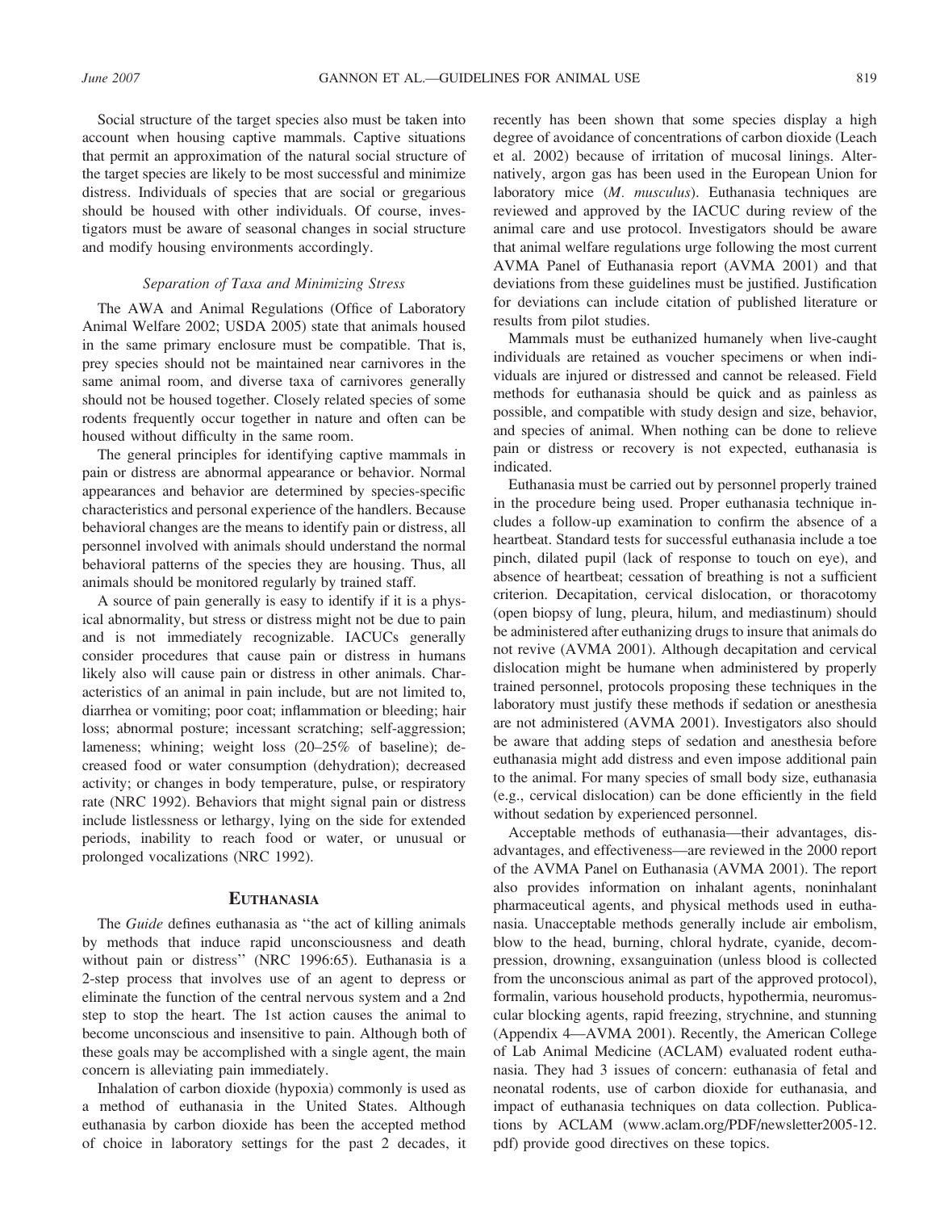Social structure of the target species also must be taken into account when housing captive mammals. Captive situations that permit an approximation of the natural social structure of the target species are likely to be most successful and minimize distress. Individuals of species that are social or gregarious should be housed with other individuals. Of course, investigators must be aware of seasonal changes in social structure and modify housing environments accordingly.

### *Separation of Taxa and Minimizing Stress*

The AWA and Animal Regulations (Office of Laboratory Animal Welfare 2002; USDA 2005) state that animals housed in the same primary enclosure must be compatible. That is, prey species should not be maintained near carnivores in the same animal room, and diverse taxa of carnivores generally should not be housed together. Closely related species of some rodents frequently occur together in nature and often can be housed without difficulty in the same room.

The general principles for identifying captive mammals in pain or distress are abnormal appearance or behavior. Normal appearances and behavior are determined by species-specific characteristics and personal experience of the handlers. Because behavioral changes are the means to identify pain or distress, all personnel involved with animals should understand the normal behavioral patterns of the species they are housing. Thus, all animals should be monitored regularly by trained staff.

A source of pain generally is easy to identify if it is a physical abnormality, but stress or distress might not be due to pain and is not immediately recognizable. IACUCs generally consider procedures that cause pain or distress in humans likely also will cause pain or distress in other animals. Characteristics of an animal in pain include, but are not limited to, diarrhea or vomiting; poor coat; inflammation or bleeding; hair loss; abnormal posture; incessant scratching; self-aggression; lameness; whining; weight loss (20–25% of baseline); decreased food or water consumption (dehydration); decreased activity; or changes in body temperature, pulse, or respiratory rate (NRC 1992). Behaviors that might signal pain or distress include listlessness or lethargy, lying on the side for extended periods, inability to reach food or water, or unusual or prolonged vocalizations (NRC 1992).

## EUTHANASIA

The *Guide* defines euthanasia as ''the act of killing animals by methods that induce rapid unconsciousness and death without pain or distress'' (NRC 1996:65). Euthanasia is a 2-step process that involves use of an agent to depress or eliminate the function of the central nervous system and a 2nd step to stop the heart. The 1st action causes the animal to become unconscious and insensitive to pain. Although both of these goals may be accomplished with a single agent, the main concern is alleviating pain immediately.

Inhalation of carbon dioxide (hypoxia) commonly is used as a method of euthanasia in the United States. Although euthanasia by carbon dioxide has been the accepted method of choice in laboratory settings for the past 2 decades, it recently has been shown that some species display a high degree of avoidance of concentrations of carbon dioxide (Leach et al. 2002) because of irritation of mucosal linings. Alternatively, argon gas has been used in the European Union for laboratory mice (*M. musculus*). Euthanasia techniques are reviewed and approved by the IACUC during review of the animal care and use protocol. Investigators should be aware that animal welfare regulations urge following the most current AVMA Panel of Euthanasia report (AVMA 2001) and that deviations from these guidelines must be justified. Justification for deviations can include citation of published literature or results from pilot studies.

Mammals must be euthanized humanely when live-caught individuals are retained as voucher specimens or when individuals are injured or distressed and cannot be released. Field methods for euthanasia should be quick and as painless as possible, and compatible with study design and size, behavior, and species of animal. When nothing can be done to relieve pain or distress or recovery is not expected, euthanasia is indicated.

Euthanasia must be carried out by personnel properly trained in the procedure being used. Proper euthanasia technique includes a follow-up examination to confirm the absence of a heartbeat. Standard tests for successful euthanasia include a toe pinch, dilated pupil (lack of response to touch on eye), and absence of heartbeat; cessation of breathing is not a sufficient criterion. Decapitation, cervical dislocation, or thoracotomy (open biopsy of lung, pleura, hilum, and mediastinum) should be administered after euthanizing drugs to insure that animals do not revive (AVMA 2001). Although decapitation and cervical dislocation might be humane when administered by properly trained personnel, protocols proposing these techniques in the laboratory must justify these methods if sedation or anesthesia are not administered (AVMA 2001). Investigators also should be aware that adding steps of sedation and anesthesia before euthanasia might add distress and even impose additional pain to the animal. For many species of small body size, euthanasia (e.g., cervical dislocation) can be done efficiently in the field without sedation by experienced personnel.

Acceptable methods of euthanasia—their advantages, disadvantages, and effectiveness—are reviewed in the 2000 report of the AVMA Panel on Euthanasia (AVMA 2001). The report also provides information on inhalant agents, noninhalant pharmaceutical agents, and physical methods used in euthanasia. Unacceptable methods generally include air embolism, blow to the head, burning, chloral hydrate, cyanide, decompression, drowning, exsanguination (unless blood is collected from the unconscious animal as part of the approved protocol), formalin, various household products, hypothermia, neuromuscular blocking agents, rapid freezing, strychnine, and stunning (Appendix 4—AVMA 2001). Recently, the American College of Lab Animal Medicine (ACLAM) evaluated rodent euthanasia. They had 3 issues of concern: euthanasia of fetal and neonatal rodents, use of carbon dioxide for euthanasia, and impact of euthanasia techniques on data collection. Publications by ACLAM (www.aclam.org/PDF/newsletter2005-12.pdf) provide good directives on these topics.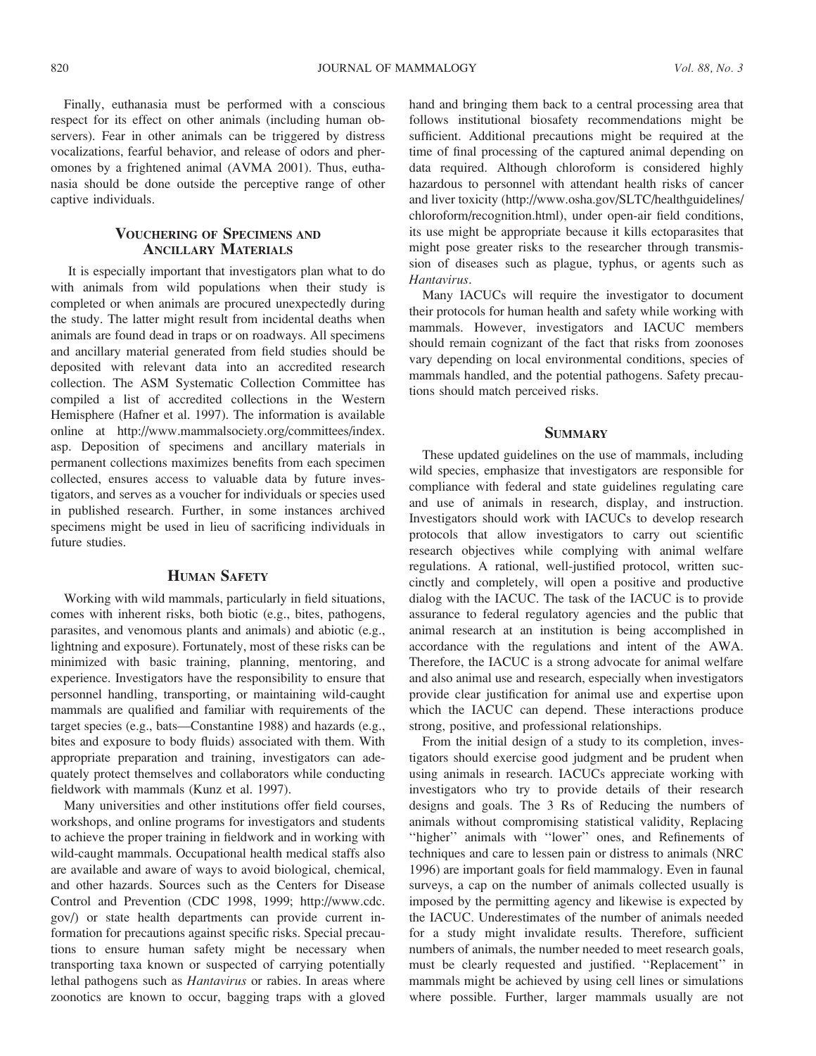Finally, euthanasia must be performed with a conscious respect for its effect on other animals (including human observers). Fear in other animals can be triggered by distress vocalizations, fearful behavior, and release of odors and pheromones by a frightened animal (AVMA 2001). Thus, euthanasia should be done outside the perceptive range of other captive individuals.

## Vouchering of Specimens and Ancillary Materials

It is especially important that investigators plan what to do with animals from wild populations when their study is completed or when animals are procured unexpectedly during the study. The latter might result from incidental deaths when animals are found dead in traps or on roadways. All specimens and ancillary material generated from field studies should be deposited with relevant data into an accredited research collection. The ASM Systematic Collection Committee has compiled a list of accredited collections in the Western Hemisphere (Hafner et al. 1997). The information is available online at http://www.mammalsociety.org/committees/index.asp. Deposition of specimens and ancillary materials in permanent collections maximizes benefits from each specimen collected, ensures access to valuable data by future investigators, and serves as a voucher for individuals or species used in published research. Further, in some instances archived specimens might be used in lieu of sacrificing individuals in future studies.

## Human Safety

Working with wild mammals, particularly in field situations, comes with inherent risks, both biotic (e.g., bites, pathogens, parasites, and venomous plants and animals) and abiotic (e.g., lightning and exposure). Fortunately, most of these risks can be minimized with basic training, planning, mentoring, and experience. Investigators have the responsibility to ensure that personnel handling, transporting, or maintaining wild-caught mammals are qualified and familiar with requirements of the target species (e.g., bats—Constantine 1988) and hazards (e.g., bites and exposure to body fluids) associated with them. With appropriate preparation and training, investigators can adequately protect themselves and collaborators while conducting fieldwork with mammals (Kunz et al. 1997).

Many universities and other institutions offer field courses, workshops, and online programs for investigators and students to achieve the proper training in fieldwork and in working with wild-caught mammals. Occupational health medical staffs also are available and aware of ways to avoid biological, chemical, and other hazards. Sources such as the Centers for Disease Control and Prevention (CDC 1998, 1999; http://www.cdc.gov/) or state health departments can provide current information for precautions against specific risks. Special precautions to ensure human safety might be necessary when transporting taxa known or suspected of carrying potentially lethal pathogens such as *Hantavirus* or rabies. In areas where zoonotics are known to occur, bagging traps with a gloved hand and bringing them back to a central processing area that follows institutional biosafety recommendations might be sufficient. Additional precautions might be required at the time of final processing of the captured animal depending on data required. Although chloroform is considered highly hazardous to personnel with attendant health risks of cancer and liver toxicity (http://www.osha.gov/SLTC/healthguidelines/chloroform/recognition.html), under open-air field conditions, its use might be appropriate because it kills ectoparasites that might pose greater risks to the researcher through transmission of diseases such as plague, typhus, or agents such as *Hantavirus*.

Many IACUCs will require the investigator to document their protocols for human health and safety while working with mammals. However, investigators and IACUC members should remain cognizant of the fact that risks from zoonoses vary depending on local environmental conditions, species of mammals handled, and the potential pathogens. Safety precautions should match perceived risks.

## Summary

These updated guidelines on the use of mammals, including wild species, emphasize that investigators are responsible for compliance with federal and state guidelines regulating care and use of animals in research, display, and instruction. Investigators should work with IACUCs to develop research protocols that allow investigators to carry out scientific research objectives while complying with animal welfare regulations. A rational, well-justified protocol, written succinctly and completely, will open a positive and productive dialog with the IACUC. The task of the IACUC is to provide assurance to federal regulatory agencies and the public that animal research at an institution is being accomplished in accordance with the regulations and intent of the AWA. Therefore, the IACUC is a strong advocate for animal welfare and also animal use and research, especially when investigators provide clear justification for animal use and expertise upon which the IACUC can depend. These interactions produce strong, positive, and professional relationships.

From the initial design of a study to its completion, investigators should exercise good judgment and be prudent when using animals in research. IACUCs appreciate working with investigators who try to provide details of their research designs and goals. The 3 Rs of Reducing the numbers of animals without compromising statistical validity, Replacing "higher" animals with "lower" ones, and Refinements of techniques and care to lessen pain or distress to animals (NRC 1996) are important goals for field mammalogy. Even in faunal surveys, a cap on the number of animals collected usually is imposed by the permitting agency and likewise is expected by the IACUC. Underestimates of the number of animals needed for a study might invalidate results. Therefore, sufficient numbers of animals, the number needed to meet research goals, must be clearly requested and justified. "Replacement" in mammals might be achieved by using cell lines or simulations where possible. Further, larger mammals usually are not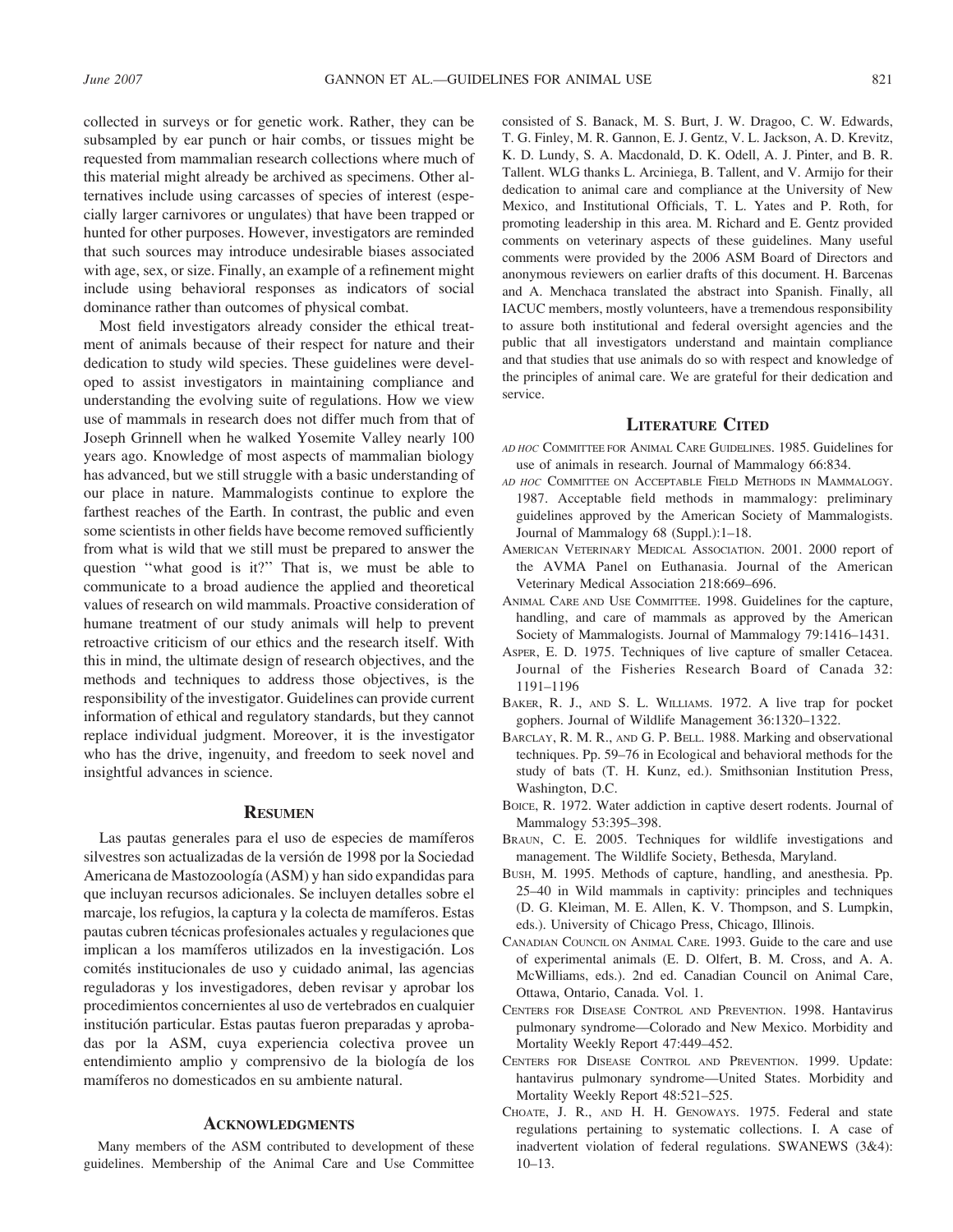collected in surveys or for genetic work. Rather, they can be subsampled by ear punch or hair combs, or tissues might be requested from mammalian research collections where much of this material might already be archived as specimens. Other alternatives include using carcasses of species of interest (especially larger carnivores or ungulates) that have been trapped or hunted for other purposes. However, investigators are reminded that such sources may introduce undesirable biases associated with age, sex, or size. Finally, an example of a refinement might include using behavioral responses as indicators of social dominance rather than outcomes of physical combat.

Most field investigators already consider the ethical treatment of animals because of their respect for nature and their dedication to study wild species. These guidelines were developed to assist investigators in maintaining compliance and understanding the evolving suite of regulations. How we view use of mammals in research does not differ much from that of Joseph Grinnell when he walked Yosemite Valley nearly 100 years ago. Knowledge of most aspects of mammalian biology has advanced, but we still struggle with a basic understanding of our place in nature. Mammalogists continue to explore the farthest reaches of the Earth. In contrast, the public and even some scientists in other fields have become removed sufficiently from what is wild that we still must be prepared to answer the question ''what good is it?'' That is, we must be able to communicate to a broad audience the applied and theoretical values of research on wild mammals. Proactive consideration of humane treatment of our study animals will help to prevent retroactive criticism of our ethics and the research itself. With this in mind, the ultimate design of research objectives, and the methods and techniques to address those objectives, is the responsibility of the investigator. Guidelines can provide current information of ethical and regulatory standards, but they cannot replace individual judgment. Moreover, it is the investigator who has the drive, ingenuity, and freedom to seek novel and insightful advances in science.

## Resumen

Las pautas generales para el uso de especies de mamíferos silvestres son actualizadas de la versión de 1998 por la Sociedad Americana de Mastozoología (ASM) y han sido expandidas para que incluyan recursos adicionales. Se incluyen detalles sobre el marcaje, los refugios, la captura y la colecta de mamíferos. Estas pautas cubren técnicas profesionales actuales y regulaciones que implican a los mamíferos utilizados en la investigación. Los comités institucionales de uso y cuidado animal, las agencias reguladoras y los investigadores, deben revisar y aprobar los procedimientos concernientes al uso de vertebrados en cualquier institución particular. Estas pautas fueron preparadas y aprobadas por la ASM, cuya experiencia colectiva provee un entendimiento amplio y comprensivo de la biología de los mamíferos no domesticados en su ambiente natural.

## Acknowledgments

Many members of the ASM contributed to development of these guidelines. Membership of the Animal Care and Use Committee consisted of S. Banack, M. S. Burt, J. W. Dragoo, C. W. Edwards, T. G. Finley, M. R. Gannon, E. J. Gentz, V. L. Jackson, A. D. Krevitz, K. D. Lundy, S. A. Macdonald, D. K. Odell, A. J. Pinter, and B. R. Tallent. WLG thanks L. Arciniega, B. Tallent, and V. Armijo for their dedication to animal care and compliance at the University of New Mexico, and Institutional Officials, T. L. Yates and P. Roth, for promoting leadership in this area. M. Richard and E. Gentz provided comments on veterinary aspects of these guidelines. Many useful comments were provided by the 2006 ASM Board of Directors and anonymous reviewers on earlier drafts of this document. H. Barcenas and A. Menchaca translated the abstract into Spanish. Finally, all IACUC members, mostly volunteers, have a tremendous responsibility to assure both institutional and federal oversight agencies and the public that all investigators understand and maintain compliance and that studies that use animals do so with respect and knowledge of the principles of animal care. We are grateful for their dedication and service.

## Literature Cited

*Ad hoc* Committee for Animal Care Guidelines. 1985. Guidelines for use of animals in research. Journal of Mammalogy 66:834.

*Ad hoc* Committee on Acceptable Field Methods in Mammalogy. 1987. Acceptable field methods in mammalogy: preliminary guidelines approved by the American Society of Mammalogists. Journal of Mammalogy 68 (Suppl.):1–18.

American Veterinary Medical Association. 2001. 2000 report of the AVMA Panel on Euthanasia. Journal of the American Veterinary Medical Association 218:669–696.

Animal Care and Use Committee. 1998. Guidelines for the capture, handling, and care of mammals as approved by the American Society of Mammalogists. Journal of Mammalogy 79:1416–1431.

Asper, E. D. 1975. Techniques of live capture of smaller Cetacea. Journal of the Fisheries Research Board of Canada 32: 1191–1196

Baker, R. J., and S. L. Williams. 1972. A live trap for pocket gophers. Journal of Wildlife Management 36:1320–1322.

Barclay, R. M. R., and G. P. Bell. 1988. Marking and observational techniques. Pp. 59–76 in Ecological and behavioral methods for the study of bats (T. H. Kunz, ed.). Smithsonian Institution Press, Washington, D.C.

Boice, R. 1972. Water addiction in captive desert rodents. Journal of Mammalogy 53:395–398.

Braun, C. E. 2005. Techniques for wildlife investigations and management. The Wildlife Society, Bethesda, Maryland.

Bush, M. 1995. Methods of capture, handling, and anesthesia. Pp. 25–40 in Wild mammals in captivity: principles and techniques (D. G. Kleiman, M. E. Allen, K. V. Thompson, and S. Lumpkin, eds.). University of Chicago Press, Chicago, Illinois.

Canadian Council on Animal Care. 1993. Guide to the care and use of experimental animals (E. D. Olfert, B. M. Cross, and A. A. McWilliams, eds.). 2nd ed. Canadian Council on Animal Care, Ottawa, Ontario, Canada. Vol. 1.

Centers for Disease Control and Prevention. 1998. Hantavirus pulmonary syndrome—Colorado and New Mexico. Morbidity and Mortality Weekly Report 47:449–452.

Centers for Disease Control and Prevention. 1999. Update: hantavirus pulmonary syndrome—United States. Morbidity and Mortality Weekly Report 48:521–525.

Choate, J. R., and H. H. Genoways. 1975. Federal and state regulations pertaining to systematic collections. I. A case of inadvertent violation of federal regulations. SWANEWS (3&4): 10–13.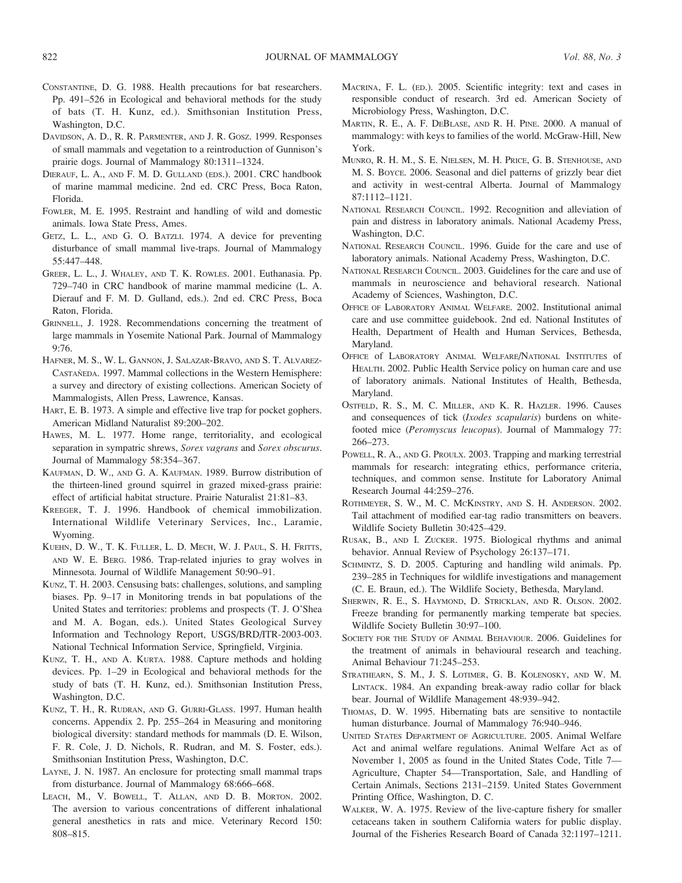Constantine, D. G. 1988. Health precautions for bat researchers. Pp. 491–526 in Ecological and behavioral methods for the study of bats (T. H. Kunz, ed.). Smithsonian Institution Press, Washington, D.C.

Davidson, A. D., R. R. Parmenter, and J. R. Gosz. 1999. Responses of small mammals and vegetation to a reintroduction of Gunnison's prairie dogs. Journal of Mammalogy 80:1311–1324.

Dierauf, L. A., and F. M. D. Gulland (eds.). 2001. CRC handbook of marine mammal medicine. 2nd ed. CRC Press, Boca Raton, Florida.

Fowler, M. E. 1995. Restraint and handling of wild and domestic animals. Iowa State Press, Ames.

Getz, L. L., and G. O. Batzli. 1974. A device for preventing disturbance of small mammal live-traps. Journal of Mammalogy 55:447–448.

Greer, L. L., J. Whaley, and T. K. Rowles. 2001. Euthanasia. Pp. 729–740 in CRC handbook of marine mammal medicine (L. A. Dierauf and F. M. D. Gulland, eds.). 2nd ed. CRC Press, Boca Raton, Florida.

Grinnell, J. 1928. Recommendations concerning the treatment of large mammals in Yosemite National Park. Journal of Mammalogy 9:76.

Hafner, M. S., W. L. Gannon, J. Salazar-Bravo, and S. T. Alvarez-Castañeda. 1997. Mammal collections in the Western Hemisphere: a survey and directory of existing collections. American Society of Mammalogists, Allen Press, Lawrence, Kansas.

Hart, E. B. 1973. A simple and effective live trap for pocket gophers. American Midland Naturalist 89:200–202.

Hawes, M. L. 1977. Home range, territoriality, and ecological separation in sympatric shrews, *Sorex vagrans* and *Sorex obscurus*. Journal of Mammalogy 58:354–367.

Kaufman, D. W., and G. A. Kaufman. 1989. Burrow distribution of the thirteen-lined ground squirrel in grazed mixed-grass prairie: effect of artificial habitat structure. Prairie Naturalist 21:81–83.

Kreeger, T. J. 1996. Handbook of chemical immobilization. International Wildlife Veterinary Services, Inc., Laramie, Wyoming.

Kuehn, D. W., T. K. Fuller, L. D. Mech, W. J. Paul, S. H. Fritts, and W. E. Berg. 1986. Trap-related injuries to gray wolves in Minnesota. Journal of Wildlife Management 50:90–91.

Kunz, T. H. 2003. Censusing bats: challenges, solutions, and sampling biases. Pp. 9–17 in Monitoring trends in bat populations of the United States and territories: problems and prospects (T. J. O'Shea and M. A. Bogan, eds.). United States Geological Survey Information and Technology Report, USGS/BRD/ITR-2003-003. National Technical Information Service, Springfield, Virginia.

Kunz, T. H., and A. Kurta. 1988. Capture methods and holding devices. Pp. 1–29 in Ecological and behavioral methods for the study of bats (T. H. Kunz, ed.). Smithsonian Institution Press, Washington, D.C.

Kunz, T. H., R. Rudran, and G. Gurri-Glass. 1997. Human health concerns. Appendix 2. Pp. 255–264 in Measuring and monitoring biological diversity: standard methods for mammals (D. E. Wilson, F. R. Cole, J. D. Nichols, R. Rudran, and M. S. Foster, eds.). Smithsonian Institution Press, Washington, D.C.

Layne, J. N. 1987. An enclosure for protecting small mammal traps from disturbance. Journal of Mammalogy 68:666–668.

Leach, M., V. Bowell, T. Allan, and D. B. Morton. 2002. The aversion to various concentrations of different inhalational general anesthetics in rats and mice. Veterinary Record 150: 808–815.

Macrina, F. L. (ed.). 2005. Scientific integrity: text and cases in responsible conduct of research. 3rd ed. American Society of Microbiology Press, Washington, D.C.

Martin, R. E., A. F. DeBlase, and R. H. Pine. 2000. A manual of mammalogy: with keys to families of the world. McGraw-Hill, New York.

Munro, R. H. M., S. E. Nielsen, M. H. Price, G. B. Stenhouse, and M. S. Boyce. 2006. Seasonal and diel patterns of grizzly bear diet and activity in west-central Alberta. Journal of Mammalogy 87:1112–1121.

National Research Council. 1992. Recognition and alleviation of pain and distress in laboratory animals. National Academy Press, Washington, D.C.

National Research Council. 1996. Guide for the care and use of laboratory animals. National Academy Press, Washington, D.C.

National Research Council. 2003. Guidelines for the care and use of mammals in neuroscience and behavioral research. National Academy of Sciences, Washington, D.C.

Office of Laboratory Animal Welfare. 2002. Institutional animal care and use committee guidebook. 2nd ed. National Institutes of Health, Department of Health and Human Services, Bethesda, Maryland.

Office of Laboratory Animal Welfare/National Institutes of Health. 2002. Public Health Service policy on human care and use of laboratory animals. National Institutes of Health, Bethesda, Maryland.

Ostfeld, R. S., M. C. Miller, and K. R. Hazler. 1996. Causes and consequences of tick (*Ixodes scapularis*) burdens on white-footed mice (*Peromyscus leucopus*). Journal of Mammalogy 77: 266–273.

Powell, R. A., and G. Proulx. 2003. Trapping and marking terrestrial mammals for research: integrating ethics, performance criteria, techniques, and common sense. Institute for Laboratory Animal Research Journal 44:259–276.

Rothmeyer, S. W., M. C. McKinstry, and S. H. Anderson. 2002. Tail attachment of modified ear-tag radio transmitters on beavers. Wildlife Society Bulletin 30:425–429.

Rusak, B., and I. Zucker. 1975. Biological rhythms and animal behavior. Annual Review of Psychology 26:137–171.

Schmintz, S. D. 2005. Capturing and handling wild animals. Pp. 239–285 in Techniques for wildlife investigations and management (C. E. Braun, ed.). The Wildlife Society, Bethesda, Maryland.

Sherwin, R. E., S. Haymond, D. Stricklan, and R. Olson. 2002. Freeze branding for permanently marking temperate bat species. Wildlife Society Bulletin 30:97–100.

Society for the Study of Animal Behaviour. 2006. Guidelines for the treatment of animals in behavioural research and teaching. Animal Behaviour 71:245–253.

Strathearn, S. M., J. S. Lotimer, G. B. Kolenosky, and W. M. Lintack. 1984. An expanding break-away radio collar for black bear. Journal of Wildlife Management 48:939–942.

Thomas, D. W. 1995. Hibernating bats are sensitive to nontactile human disturbance. Journal of Mammalogy 76:940–946.

United States Department of Agriculture. 2005. Animal Welfare Act and animal welfare regulations. Animal Welfare Act as of November 1, 2005 as found in the United States Code, Title 7—Agriculture, Chapter 54—Transportation, Sale, and Handling of Certain Animals, Sections 2131–2159. United States Government Printing Office, Washington, D. C.

Walker, W. A. 1975. Review of the live-capture fishery for smaller cetaceans taken in southern California waters for public display. Journal of the Fisheries Research Board of Canada 32:1197–1211.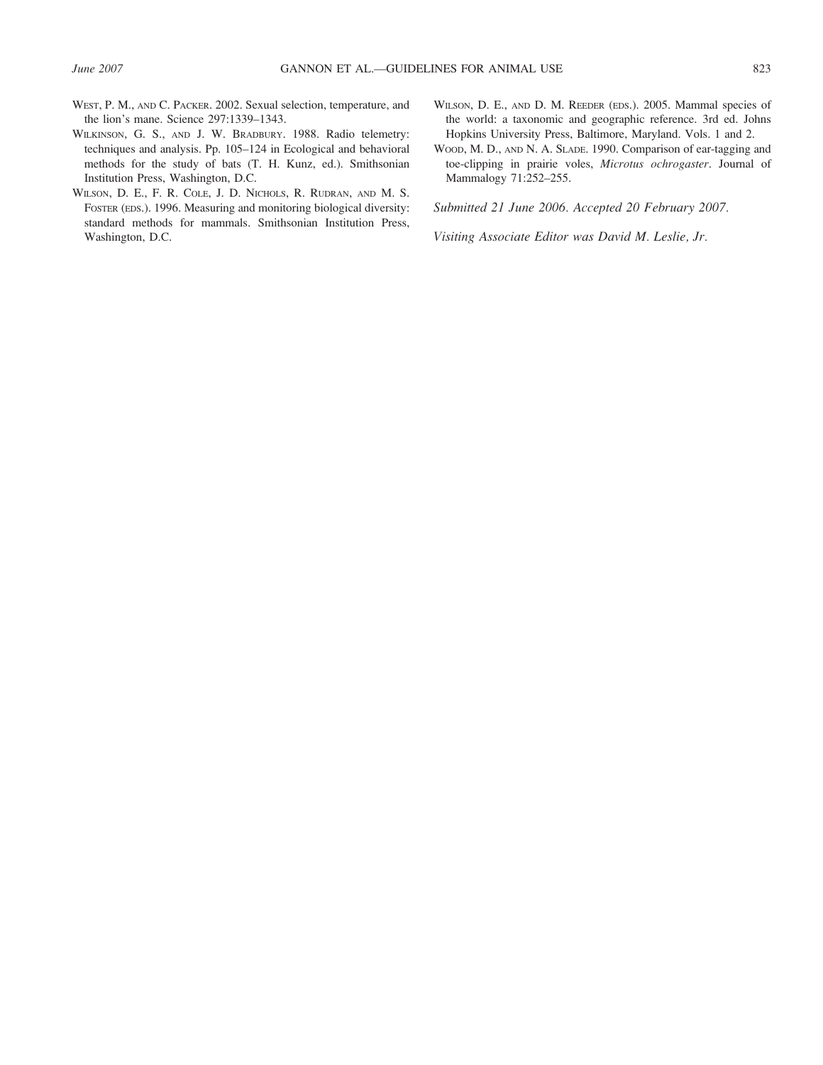West, P. M., and C. Packer. 2002. Sexual selection, temperature, and the lion's mane. Science 297:1339–1343.

Wilkinson, G. S., and J. W. Bradbury. 1988. Radio telemetry: techniques and analysis. Pp. 105–124 in Ecological and behavioral methods for the study of bats (T. H. Kunz, ed.). Smithsonian Institution Press, Washington, D.C.

Wilson, D. E., F. R. Cole, J. D. Nichols, R. Rudran, and M. S. Foster (eds.). 1996. Measuring and monitoring biological diversity: standard methods for mammals. Smithsonian Institution Press, Washington, D.C.

Wilson, D. E., and D. M. Reeder (eds.). 2005. Mammal species of the world: a taxonomic and geographic reference. 3rd ed. Johns Hopkins University Press, Baltimore, Maryland. Vols. 1 and 2.

Wood, M. D., and N. A. Slade. 1990. Comparison of ear-tagging and toe-clipping in prairie voles, *Microtus ochrogaster*. Journal of Mammalogy 71:252–255.

*Submitted 21 June 2006. Accepted 20 February 2007.*

*Visiting Associate Editor was David M. Leslie, Jr.*